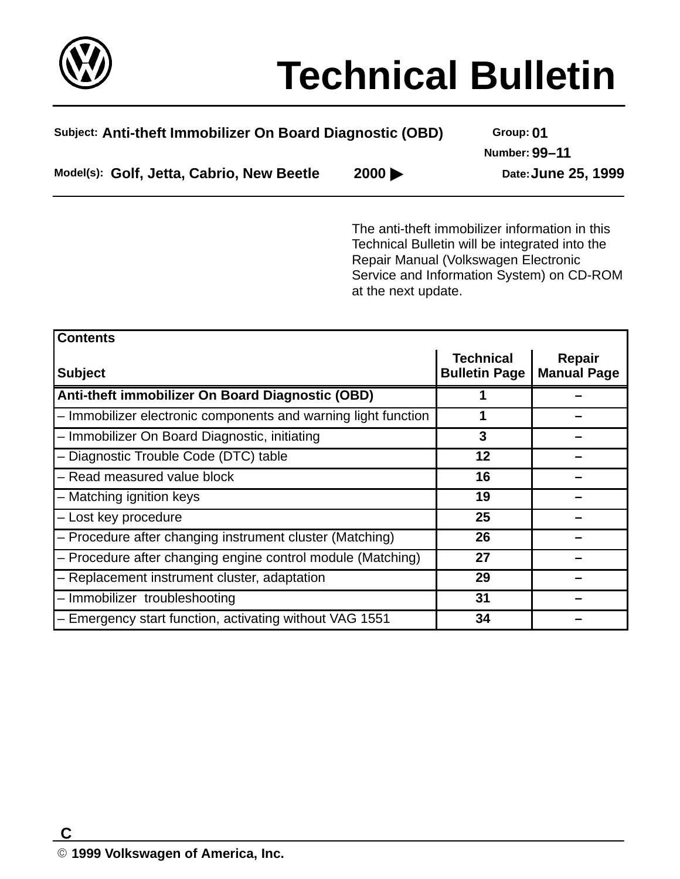# Technical Bulletin

**Subject:** Anti-theft Immobilizer On Board Diagnostic (OBD)

**Group:** 01

**Number:** 99–11

**Model(s):** Golf, Jetta, Cabrio, New Beetle 2000 ▶

**Date:** June 25, 1999

The anti-theft immobilizer information in this Technical Bulletin will be integrated into the Repair Manual (Volkswagen Electronic Service and Information System) on CD-ROM at the next update.

| Contents<br>Subject | Technical Bulletin Page | Repair Manual Page |
|---|---|---|
| **Anti-theft immobilizer On Board Diagnostic (OBD)** | **1** | – |
| – Immobilizer electronic components and warning light function | 1 | – |
| – Immobilizer On Board Diagnostic, initiating | 3 | – |
| – Diagnostic Trouble Code (DTC) table | 12 | – |
| – Read measured value block | 16 | – |
| – Matching ignition keys | 19 | – |
| – Lost key procedure | 25 | – |
| – Procedure after changing instrument cluster (Matching) | 26 | – |
| – Procedure after changing engine control module (Matching) | 27 | – |
| – Replacement instrument cluster, adaptation | 29 | – |
| – Immobilizer troubleshooting | 31 | – |
| – Emergency start function, activating without VAG 1551 | 34 | – |

C

© 1999 Volkswagen of America, Inc.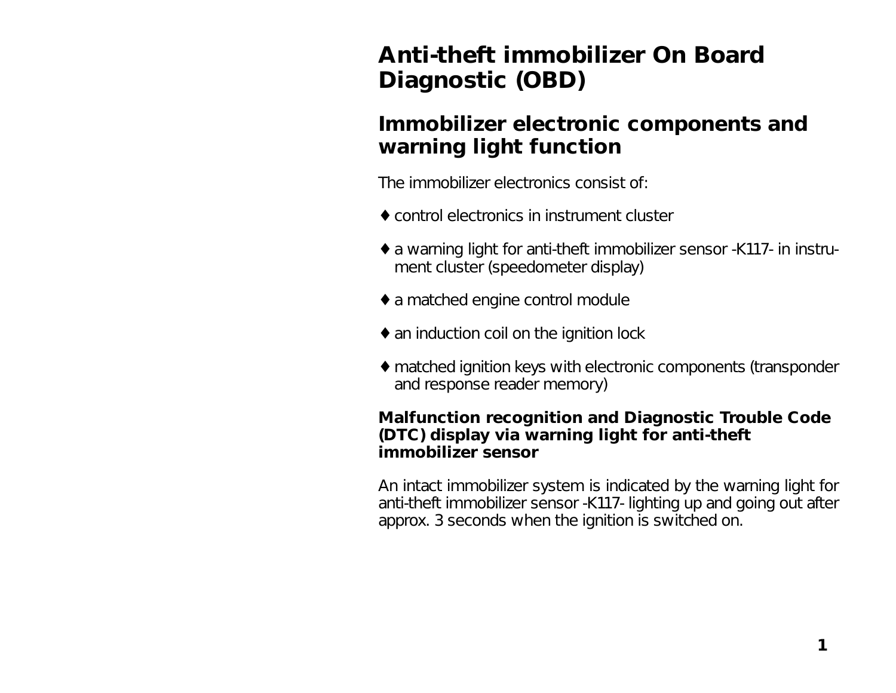# Anti-theft immobilizer On Board Diagnostic (OBD)

## Immobilizer electronic components and warning light function

The immobilizer electronics consist of:

- control electronics in instrument cluster
- a warning light for anti-theft immobilizer sensor -K117- in instrument cluster (speedometer display)
- a matched engine control module
- an induction coil on the ignition lock
- matched ignition keys with electronic components (transponder and response reader memory)

### Malfunction recognition and Diagnostic Trouble Code (DTC) display via warning light for anti-theft immobilizer sensor

An intact immobilizer system is indicated by the warning light for anti-theft immobilizer sensor -K117- lighting up and going out after approx. 3 seconds when the ignition is switched on.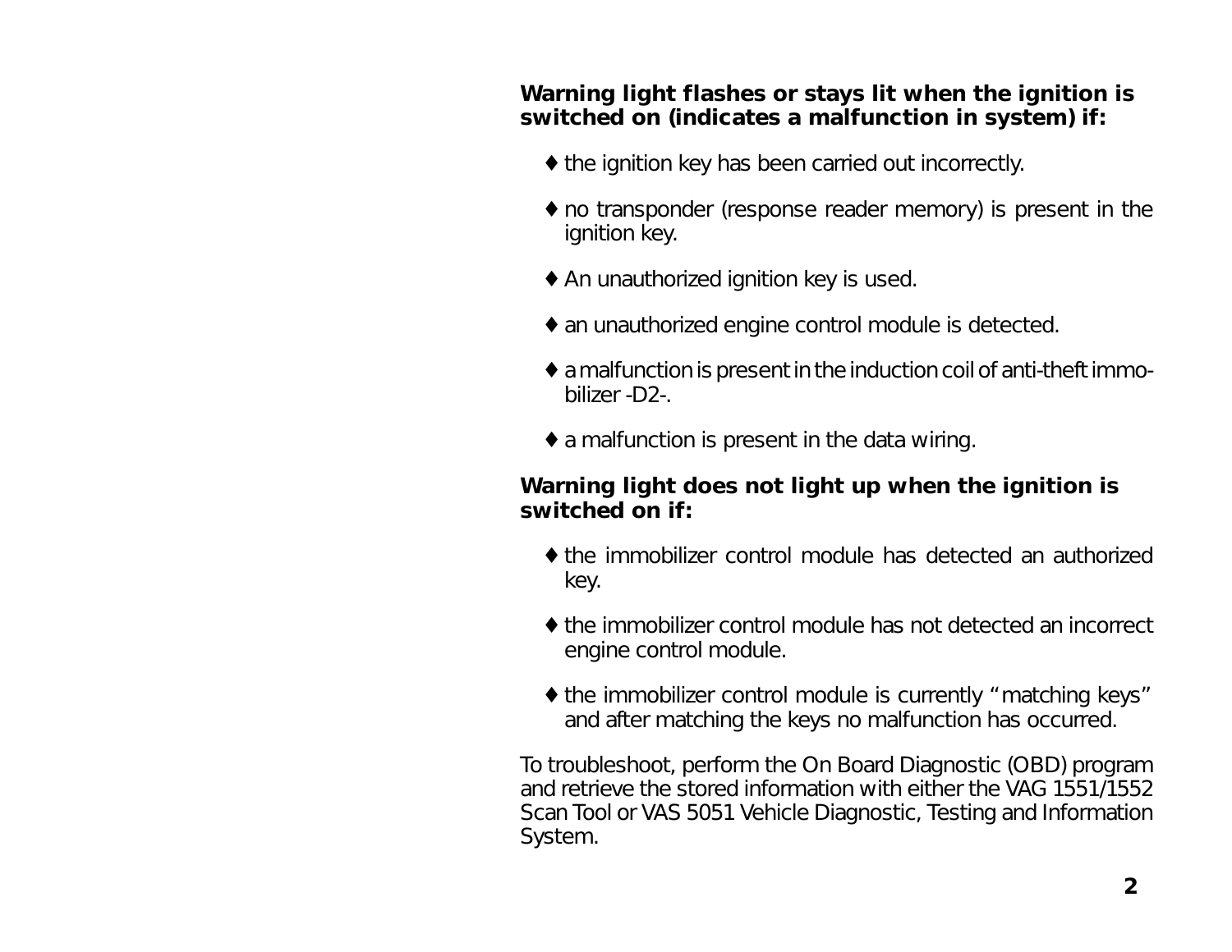**Warning light flashes or stays lit when the ignition is switched on (indicates a malfunction in system) if:**

- the ignition key has been carried out incorrectly.
- no transponder (response reader memory) is present in the ignition key.
- An unauthorized ignition key is used.
- an unauthorized engine control module is detected.
- a malfunction is present in the induction coil of anti-theft immobilizer -D2-.
- a malfunction is present in the data wiring.

**Warning light does not light up when the ignition is switched on if:**

- the immobilizer control module has detected an authorized key.
- the immobilizer control module has not detected an incorrect engine control module.
- the immobilizer control module is currently "matching keys" and after matching the keys no malfunction has occurred.

To troubleshoot, perform the On Board Diagnostic (OBD) program and retrieve the stored information with either the VAG 1551/1552 Scan Tool or VAS 5051 Vehicle Diagnostic, Testing and Information System.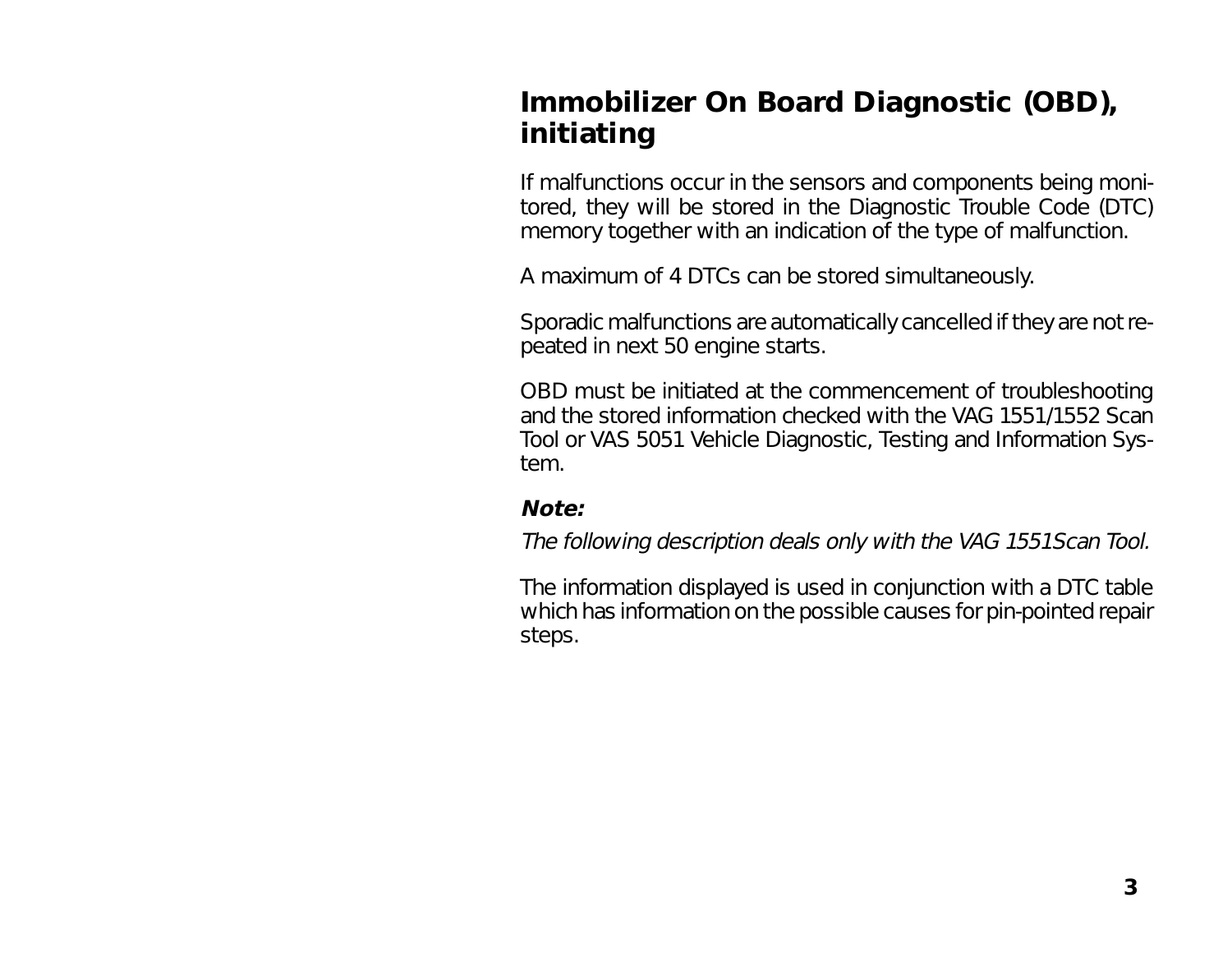## Immobilizer On Board Diagnostic (OBD), initiating

If malfunctions occur in the sensors and components being monitored, they will be stored in the Diagnostic Trouble Code (DTC) memory together with an indication of the type of malfunction.

A maximum of 4 DTCs can be stored simultaneously.

Sporadic malfunctions are automatically cancelled if they are not repeated in next 50 engine starts.

OBD must be initiated at the commencement of troubleshooting and the stored information checked with the VAG 1551/1552 Scan Tool or VAS 5051 Vehicle Diagnostic, Testing and Information System.

***Note:***

*The following description deals only with the VAG 1551Scan Tool.*

The information displayed is used in conjunction with a DTC table which has information on the possible causes for pin-pointed repair steps.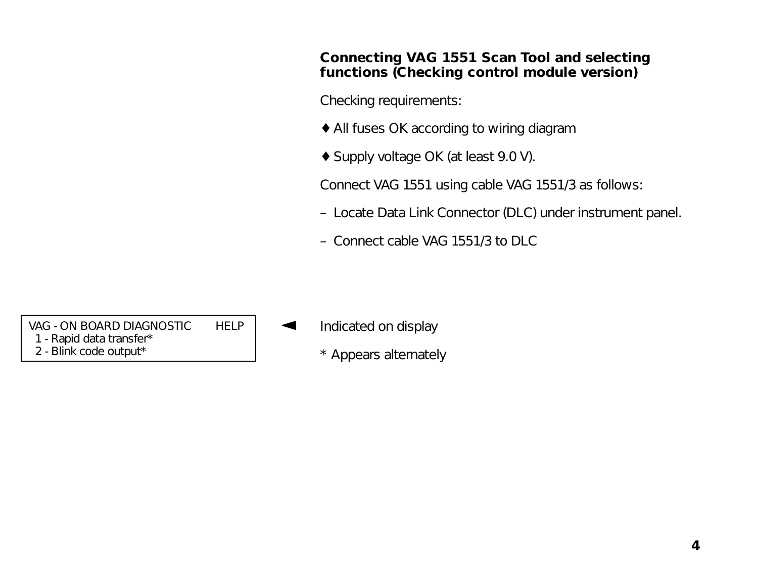### Connecting VAG 1551 Scan Tool and selecting functions (Checking control module version)

Checking requirements:

♦ All fuses OK according to wiring diagram

♦ Supply voltage OK (at least 9.0 V).

Connect VAG 1551 using cable VAG 1551/3 as follows:

– Locate Data Link Connector (DLC) under instrument panel.

– Connect cable VAG 1551/3 to DLC

```
VAG - ON BOARD DIAGNOSTIC       HELP
  1 - Rapid data transfer*
  2 - Blink code output*
```

◄ Indicated on display

* Appears alternately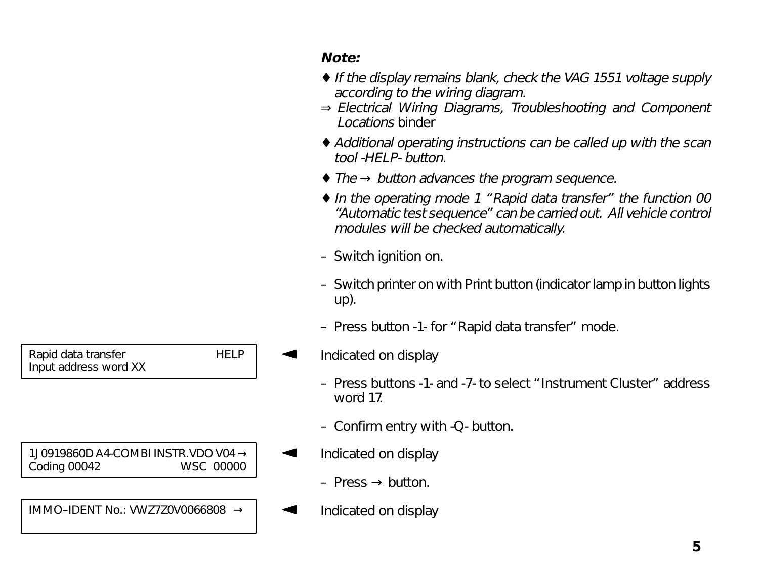***Note:***

- *If the display remains blank, check the VAG 1551 voltage supply according to the wiring diagram.*

⇒ *Electrical Wiring Diagrams, Troubleshooting and Component Locations* binder

- *Additional operating instructions can be called up with the scan tool -HELP- button.*
- *The → button advances the program sequence.*
- *In the operating mode 1 “Rapid data transfer” the function 00 “Automatic test sequence” can be carried out. All vehicle control modules will be checked automatically.*

– Switch ignition on.

– Switch printer on with Print button (indicator lamp in button lights up).

– Press button -1- for “Rapid data transfer” mode.

```
Rapid data transfer                HELP
Input address word XX
```

◄ Indicated on display

– Press buttons -1- and -7- to select “Instrument Cluster” address word 17.

– Confirm entry with -Q- button.

```
1J0919860D A4-COMBI INSTR.VDO V04 →
Coding 00042                WSC  00000
```

◄ Indicated on display

– Press → button.

```
IMMO–IDENT No.: VWZ7Z0V0066808  →
```

◄ Indicated on display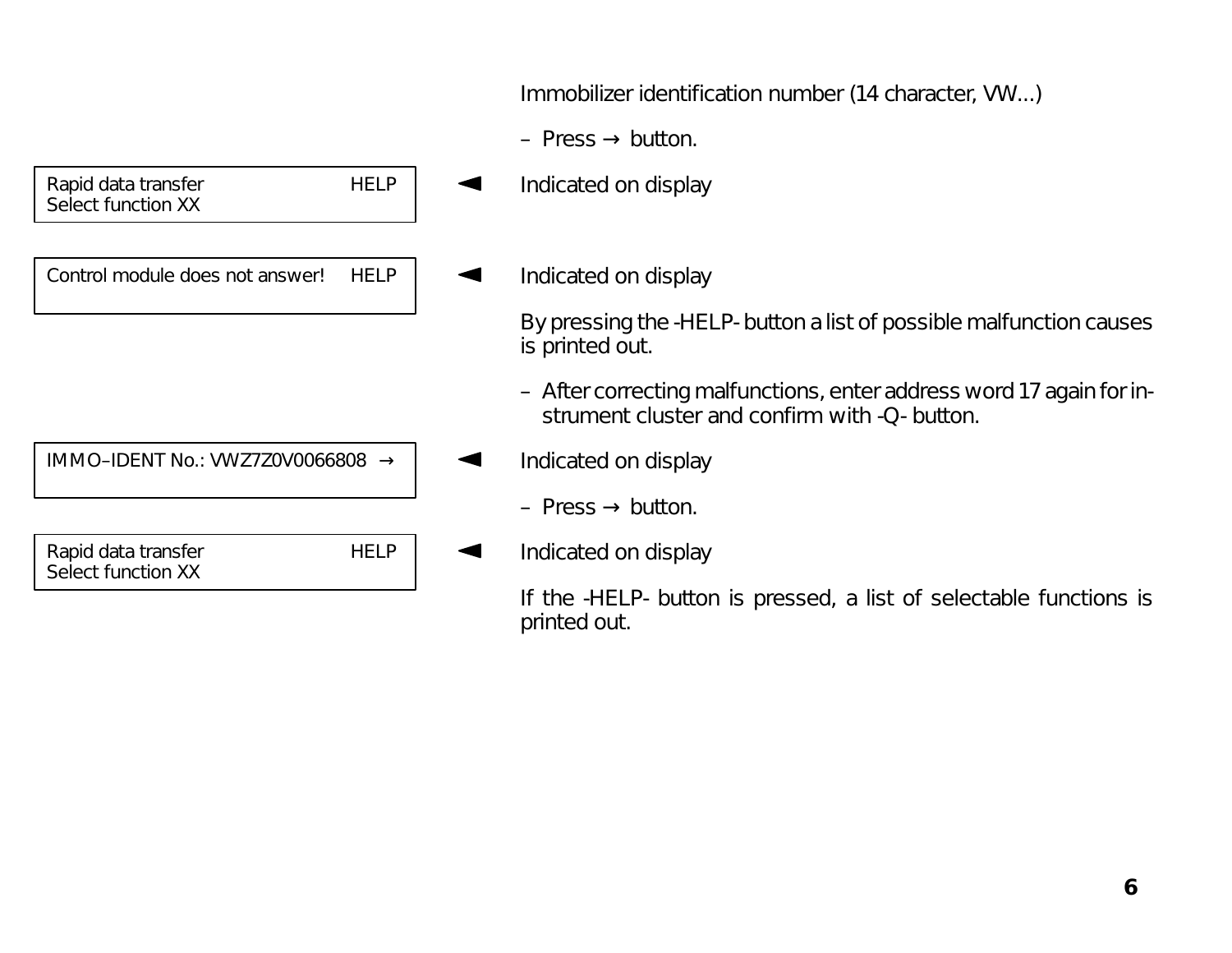Immobilizer identification number (14 character, VW...)

– Press → button.

```
Rapid data transfer                HELP
Select function XX
```

◄ Indicated on display

```
Control module does not answer!    HELP
```

◄ Indicated on display

By pressing the -HELP- button a list of possible malfunction causes is printed out.

– After correcting malfunctions, enter address word 17 again for instrument cluster and confirm with -Q- button.

```
IMMO–IDENT No.: VWZ7Z0V0066808  →
```

◄ Indicated on display

– Press → button.

```
Rapid data transfer                HELP
Select function XX
```

◄ Indicated on display

If the -HELP- button is pressed, a list of selectable functions is printed out.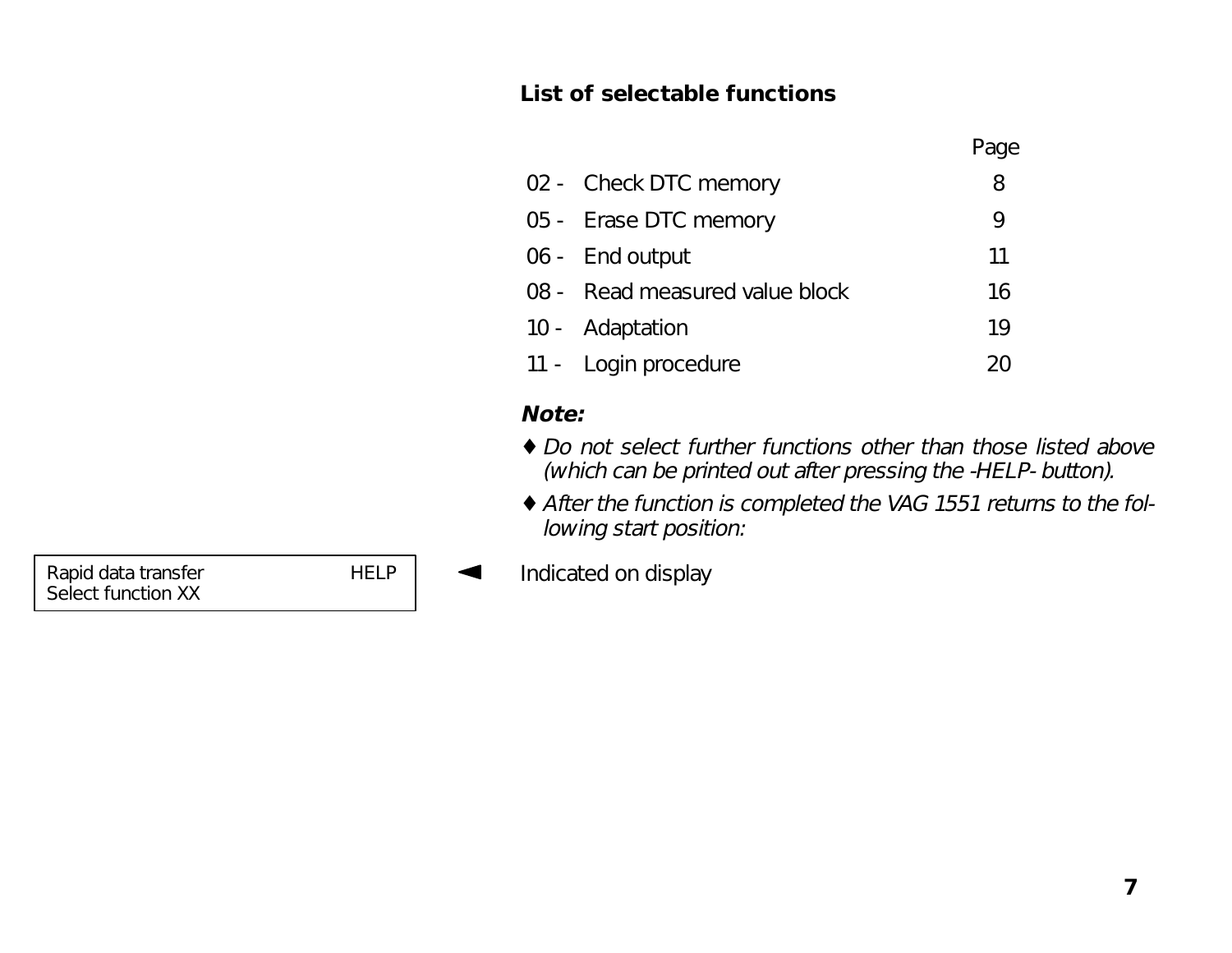## List of selectable functions

| | | Page |
|---|---|---|
| 02 - | Check DTC memory | 8 |
| 05 - | Erase DTC memory | 9 |
| 06 - | End output | 11 |
| 08 - | Read measured value block | 16 |
| 10 - | Adaptation | 19 |
| 11 - | Login procedure | 20 |

***Note:***

- ♦ *Do not select further functions other than those listed above (which can be printed out after pressing the -HELP- button).*
- ♦ *After the function is completed the VAG 1551 returns to the following start position:*

```
Rapid data transfer                HELP
Select function XX
```

◄ Indicated on display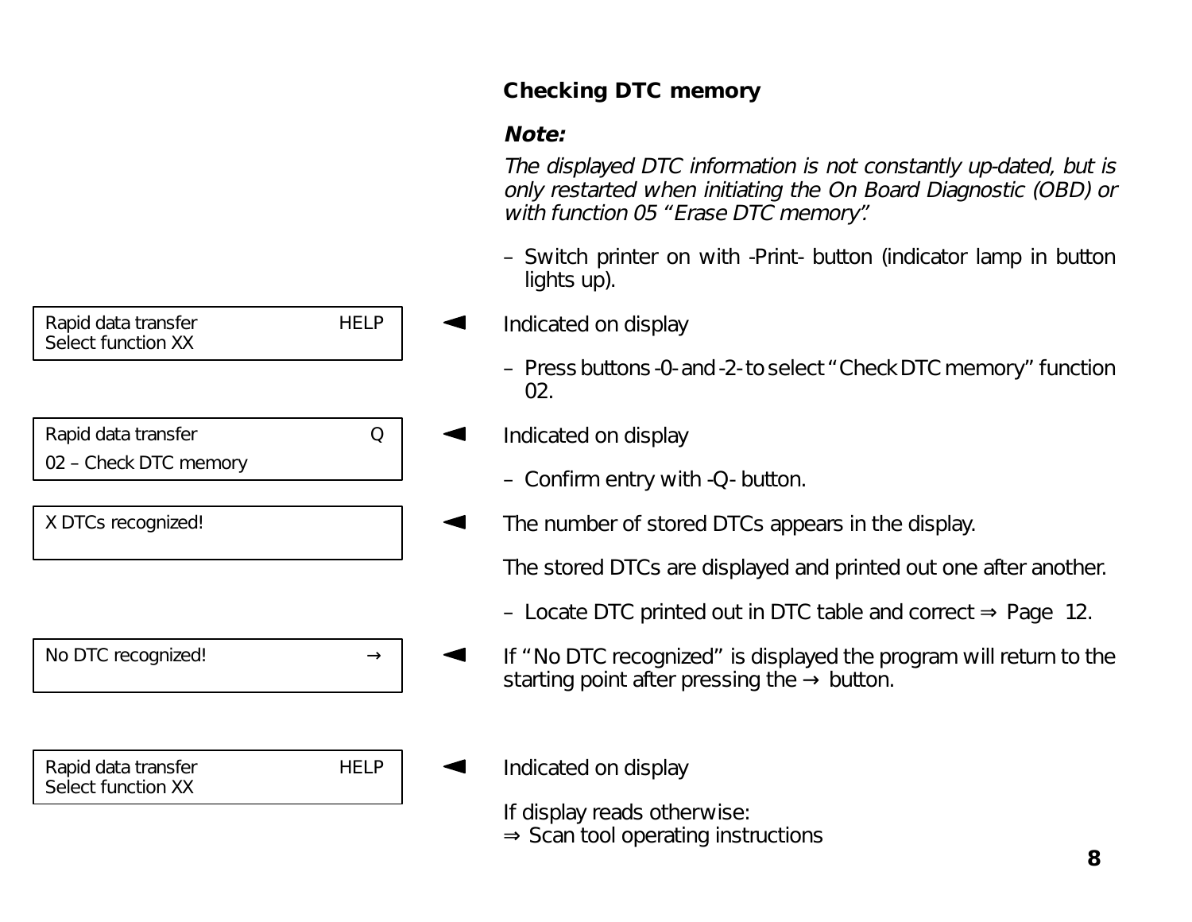## Checking DTC memory

***Note:***

*The displayed DTC information is not constantly up-dated, but is only restarted when initiating the On Board Diagnostic (OBD) or with function 05 "Erase DTC memory".*

– Switch printer on with -Print- button (indicator lamp in button lights up).

```
Rapid data transfer                HELP
Select function XX
```

◄ Indicated on display

– Press buttons -0- and -2- to select "Check DTC memory" function 02.

```
Rapid data transfer                Q
02 – Check DTC memory
```

◄ Indicated on display

– Confirm entry with -Q- button.

```
X DTCs recognized!
```

◄ The number of stored DTCs appears in the display.

The stored DTCs are displayed and printed out one after another.

– Locate DTC printed out in DTC table and correct ⇒ Page 12.

```
No DTC recognized!                 →
```

◄ If "No DTC recognized" is displayed the program will return to the starting point after pressing the → button.

```
Rapid data transfer                HELP
Select function XX
```

◄ Indicated on display

If display reads otherwise:
⇒ Scan tool operating instructions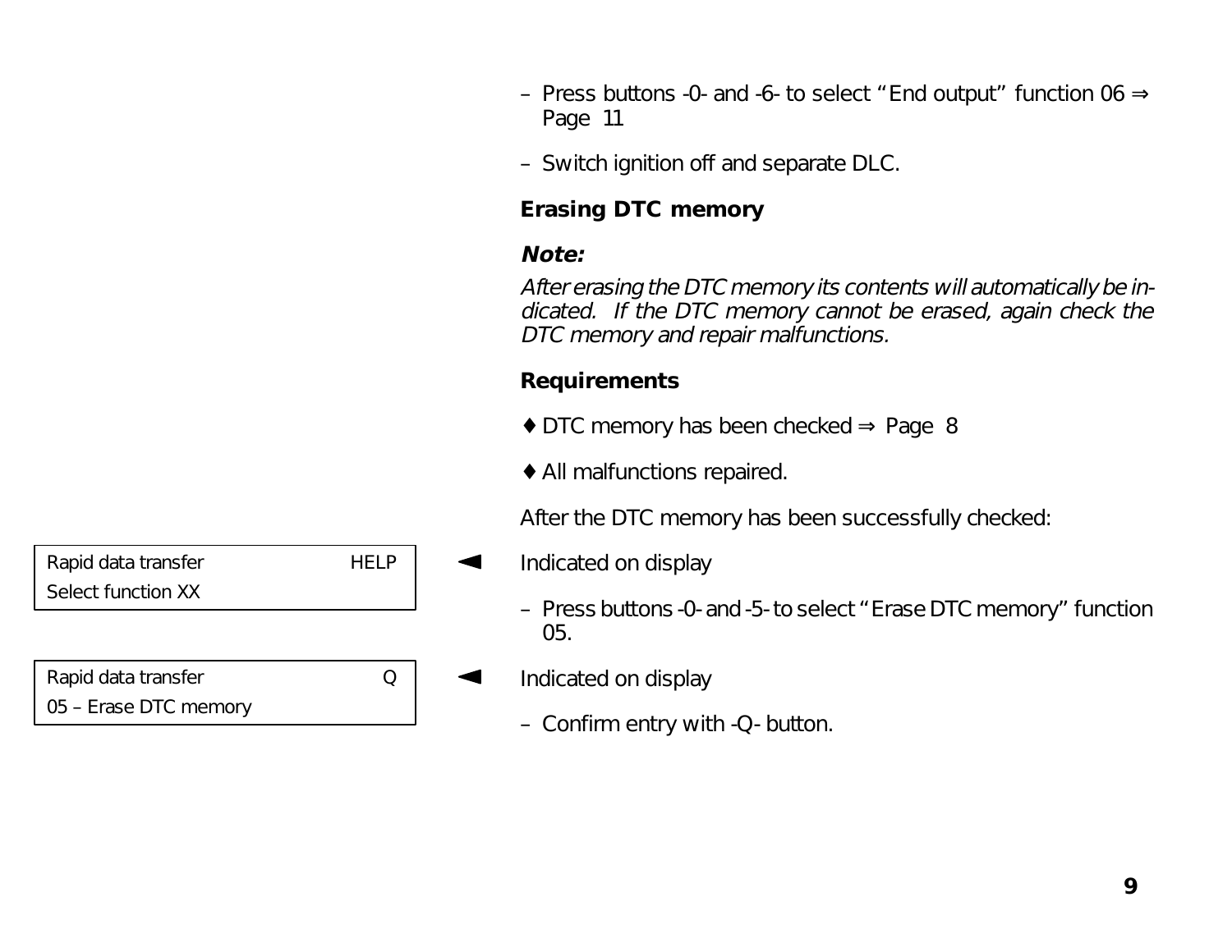– Press buttons -0- and -6- to select "End output" function 06 ⇒ Page 11

– Switch ignition off and separate DLC.

### Erasing DTC memory

***Note:***

*After erasing the DTC memory its contents will automatically be indicated. If the DTC memory cannot be erased, again check the DTC memory and repair malfunctions.*

### Requirements

♦ DTC memory has been checked ⇒ Page 8

♦ All malfunctions repaired.

After the DTC memory has been successfully checked:

```
Rapid data transfer                 HELP
Select function XX
```

◄ Indicated on display

– Press buttons -0- and -5- to select "Erase DTC memory" function 05.

```
Rapid data transfer                    Q
05 – Erase DTC memory
```

◄ Indicated on display

– Confirm entry with -Q- button.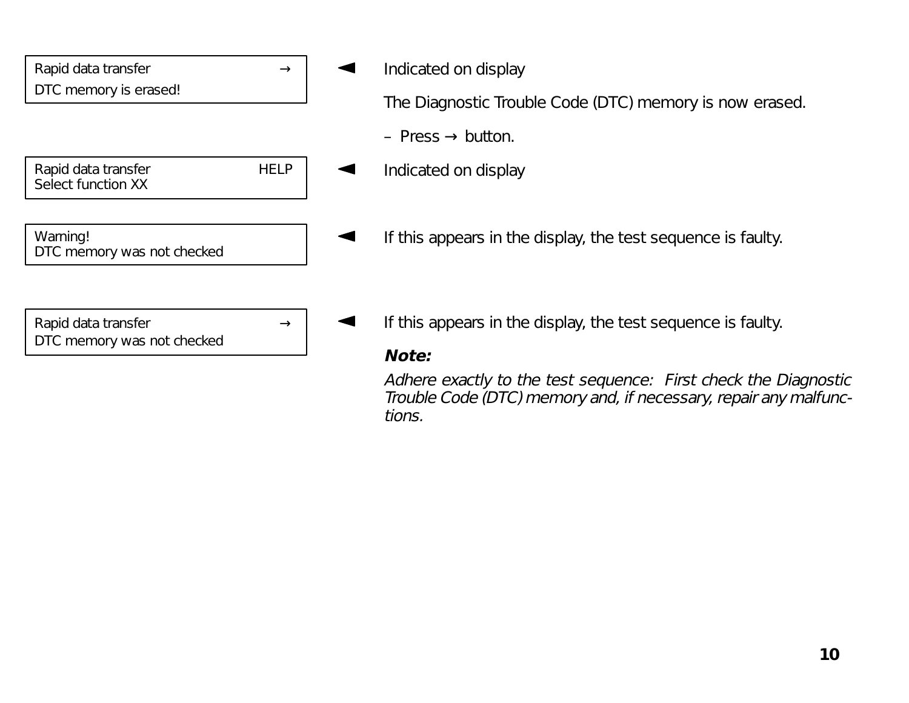```
Rapid data transfer              →
DTC memory is erased!
```

◄ Indicated on display

The Diagnostic Trouble Code (DTC) memory is now erased.

– Press → button.

```
Rapid data transfer           HELP
Select function XX
```

◄ Indicated on display

```
Warning!
DTC memory was not checked
```

◄ If this appears in the display, the test sequence is faulty.

```
Rapid data transfer              →
DTC memory was not checked
```

◄ If this appears in the display, the test sequence is faulty.

***Note:***

*Adhere exactly to the test sequence: First check the Diagnostic Trouble Code (DTC) memory and, if necessary, repair any malfunctions.*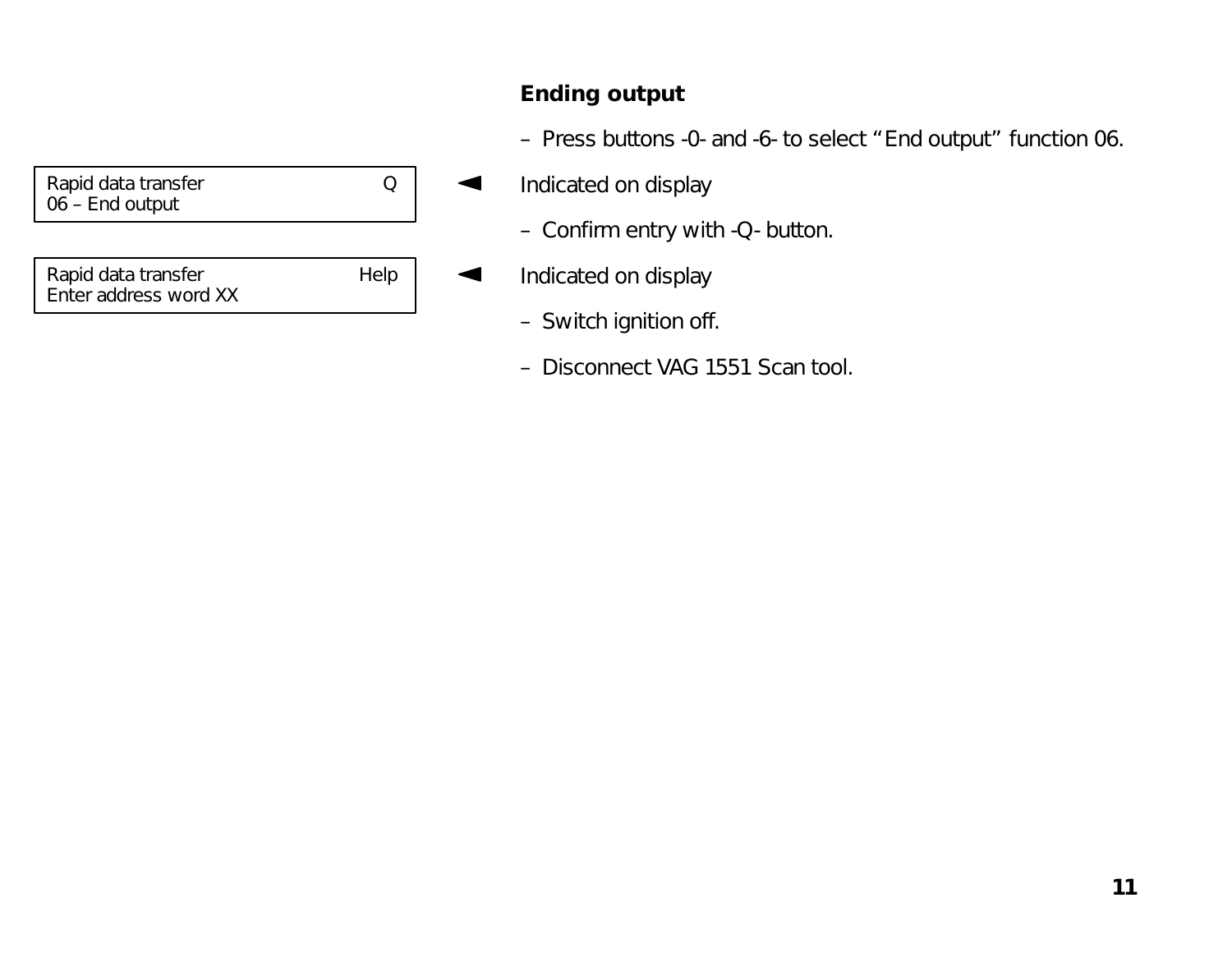### Ending output

- Press buttons -0- and -6- to select “End output” function 06.

```
Rapid data transfer                    Q
06 – End output
```

Indicated on display

- Confirm entry with -Q- button.

```
Rapid data transfer                 Help
Enter address word XX
```

Indicated on display

- Switch ignition off.
- Disconnect VAG 1551 Scan tool.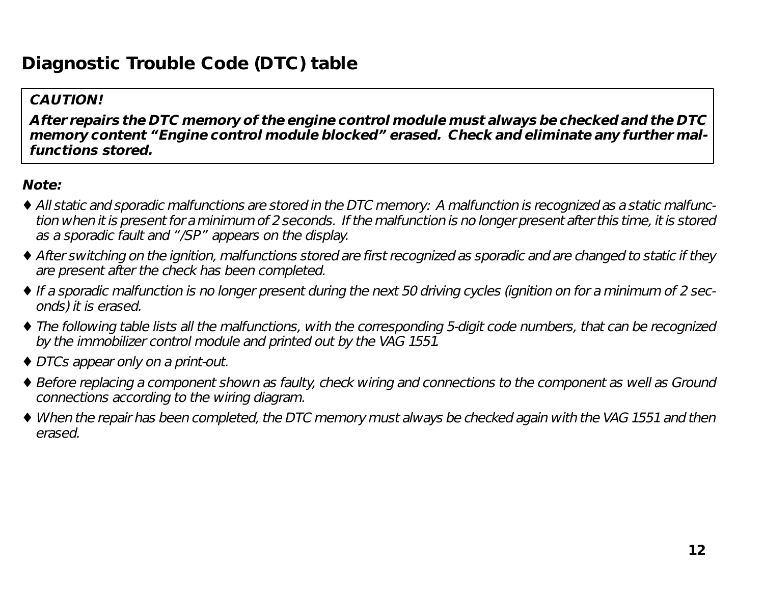## Diagnostic Trouble Code (DTC) table

> **CAUTION!**
>
> **After repairs the DTC memory of the engine control module must always be checked and the DTC memory content "Engine control module blocked" erased. Check and eliminate any further malfunctions stored.**

***Note:***

- *All static and sporadic malfunctions are stored in the DTC memory: A malfunction is recognized as a static malfunction when it is present for a minimum of 2 seconds. If the malfunction is no longer present after this time, it is stored as a sporadic fault and "/SP" appears on the display.*
- *After switching on the ignition, malfunctions stored are first recognized as sporadic and are changed to static if they are present after the check has been completed.*
- *If a sporadic malfunction is no longer present during the next 50 driving cycles (ignition on for a minimum of 2 seconds) it is erased.*
- *The following table lists all the malfunctions, with the corresponding 5-digit code numbers, that can be recognized by the immobilizer control module and printed out by the VAG 1551.*
- *DTCs appear only on a print-out.*
- *Before replacing a component shown as faulty, check wiring and connections to the component as well as Ground connections according to the wiring diagram.*
- *When the repair has been completed, the DTC memory must always be checked again with the VAG 1551 and then erased.*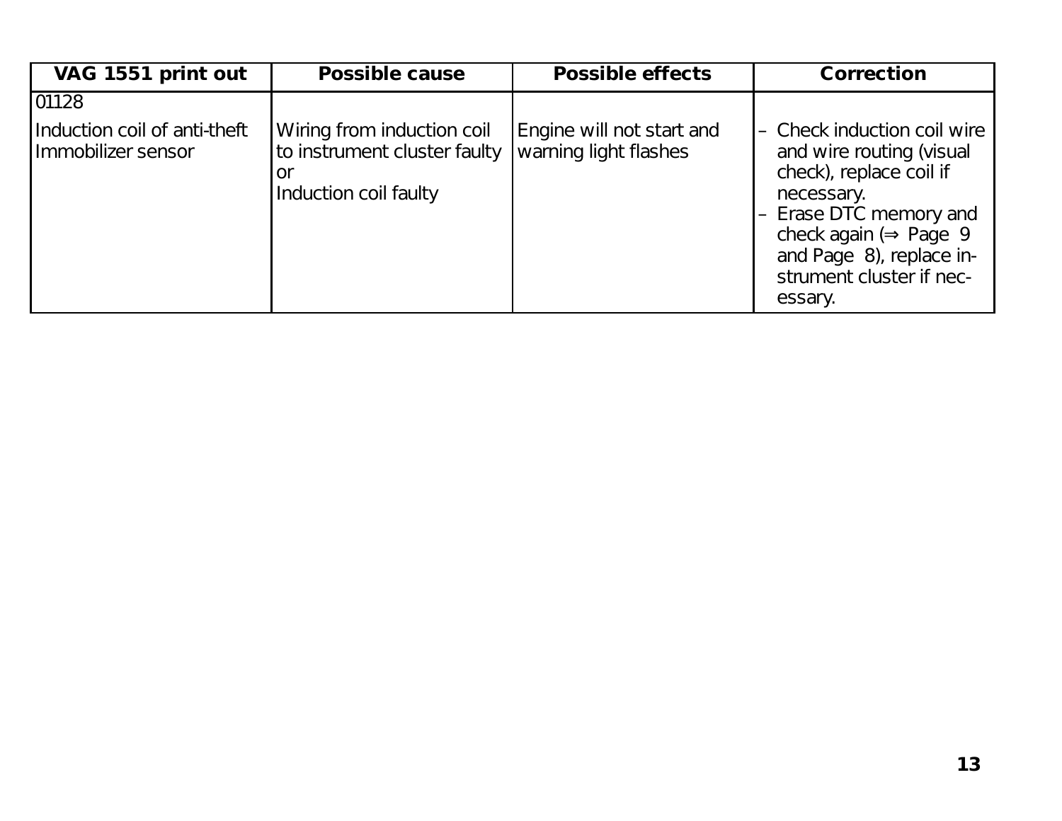| VAG 1551 print out | Possible cause | Possible effects | Correction |
|---|---|---|---|
| 01128<br>Induction coil of anti-theft Immobilizer sensor | Wiring from induction coil to instrument cluster faulty<br>or<br>Induction coil faulty | Engine will not start and warning light flashes | – Check induction coil wire and wire routing (visual check), replace coil if necessary.<br>– Erase DTC memory and check again (⇒ Page 9 and Page 8), replace instrument cluster if necessary. |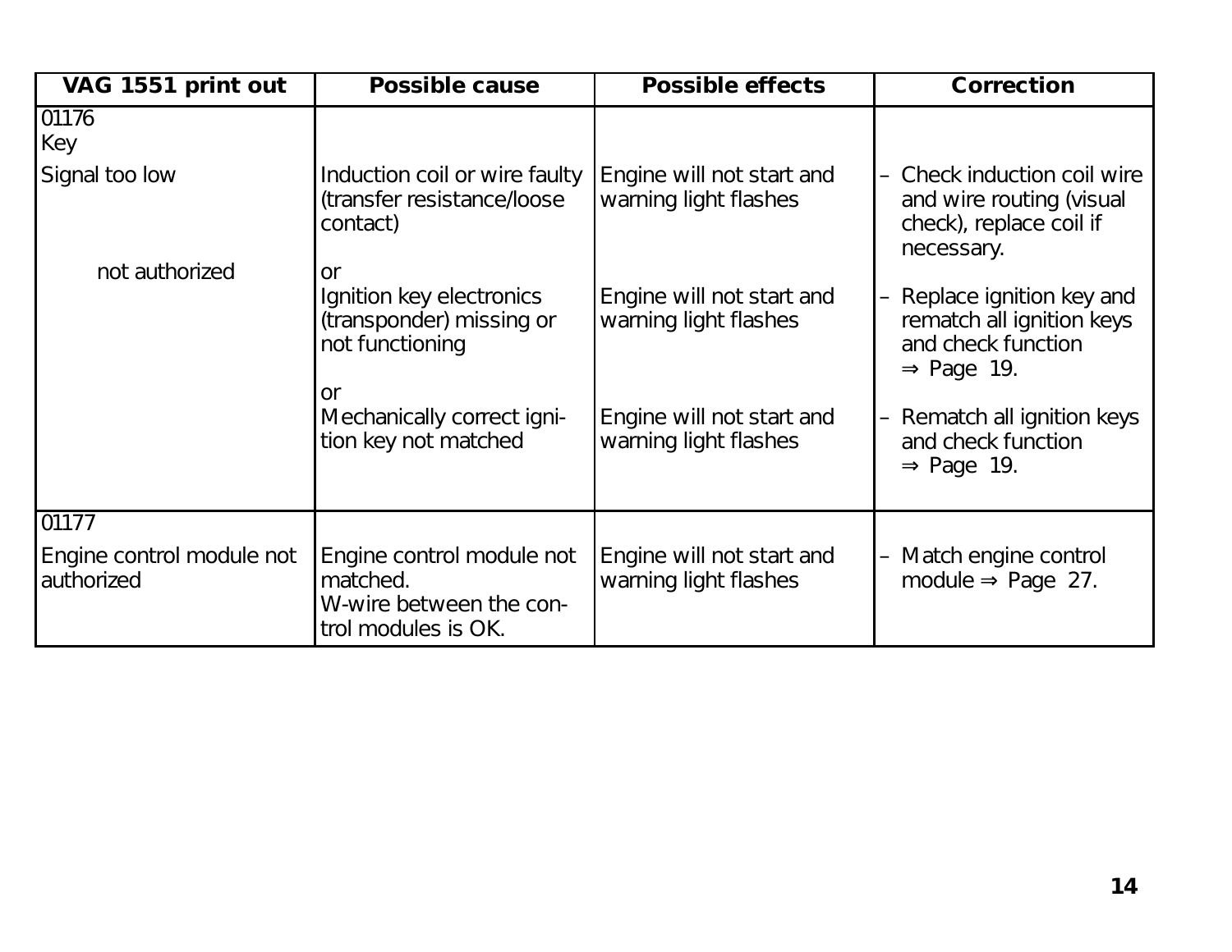| VAG 1551 print out | Possible cause | Possible effects | Correction |
|---|---|---|---|
| 01176<br>Key<br>Signal too low | Induction coil or wire faulty (transfer resistance/loose contact) | Engine will not start and warning light flashes | – Check induction coil wire and wire routing (visual check), replace coil if necessary. |
| not authorized | or<br>Ignition key electronics (transponder) missing or not functioning | Engine will not start and warning light flashes | – Replace ignition key and rematch all ignition keys and check function ⇒ Page 19. |
| | or<br>Mechanically correct ignition key not matched | Engine will not start and warning light flashes | – Rematch all ignition keys and check function ⇒ Page 19. |
| 01177<br>Engine control module not authorized | Engine control module not matched.<br>W-wire between the control modules is OK. | Engine will not start and warning light flashes | – Match engine control module ⇒ Page 27. |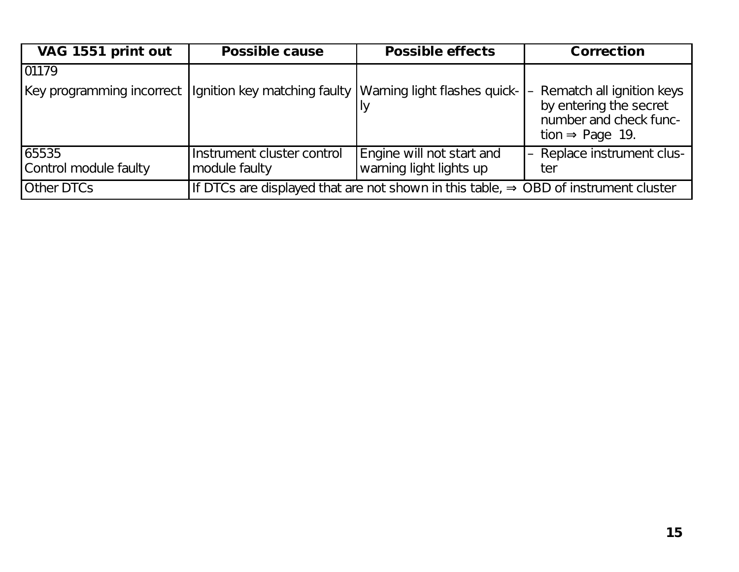| VAG 1551 print out | Possible cause | Possible effects | Correction |
| --- | --- | --- | --- |
| 01179<br>Key programming incorrect | Ignition key matching faulty | Warning light flashes quickly | – Rematch all ignition keys by entering the secret number and check function ⇒ Page 19. |
| 65535<br>Control module faulty | Instrument cluster control module faulty | Engine will not start and warning light lights up | – Replace instrument cluster |
| Other DTCs | If DTCs are displayed that are not shown in this table, ⇒ OBD of instrument cluster | | |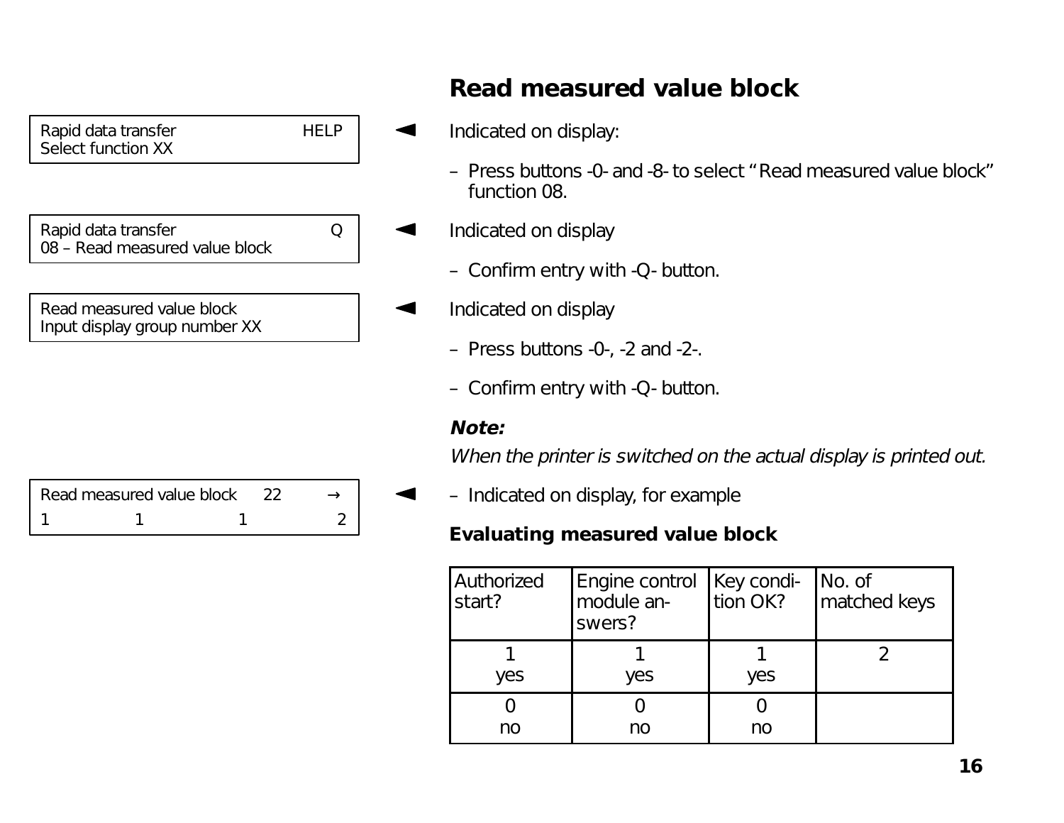## Read measured value block

| Rapid data transfer | HELP |
|---|---|
| Select function XX | |

◄ Indicated on display:

– Press buttons -0- and -8- to select "Read measured value block" function 08.

| Rapid data transfer | Q |
|---|---|
| 08 – Read measured value block | |

◄ Indicated on display

– Confirm entry with -Q- button.

| Read measured value block |
|---|
| Input display group number XX |

◄ Indicated on display

– Press buttons -0-, -2 and -2-.

– Confirm entry with -Q- button.

***Note:***

*When the printer is switched on the actual display is printed out.*

| Read measured value block | | 22 | → |
|---|---|---|---|
| 1 | 1 | 1 | 2 |

◄ – Indicated on display, for example

### Evaluating measured value block

| Authorized start? | Engine control module answers? | Key condition OK? | No. of matched keys |
|---|---|---|---|
| 1 yes | 1 yes | 1 yes | 2 |
| 0 no | 0 no | 0 no | |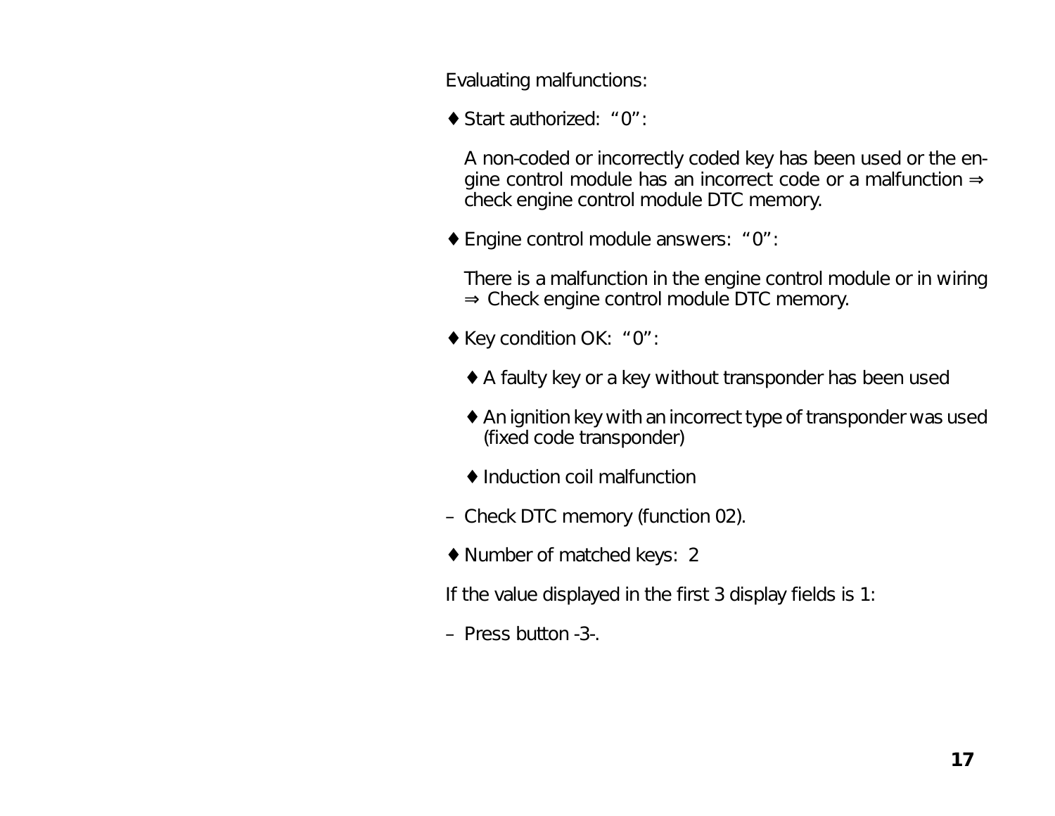Evaluating malfunctions:

♦ Start authorized: “0”:

A non-coded or incorrectly coded key has been used or the engine control module has an incorrect code or a malfunction ⇒ check engine control module DTC memory.

♦ Engine control module answers: “0”:

There is a malfunction in the engine control module or in wiring ⇒ Check engine control module DTC memory.

♦ Key condition OK: “0”:

  ♦ A faulty key or a key without transponder has been used

  ♦ An ignition key with an incorrect type of transponder was used (fixed code transponder)

  ♦ Induction coil malfunction

– Check DTC memory (function 02).

♦ Number of matched keys: 2

If the value displayed in the first 3 display fields is 1:

– Press button -3-.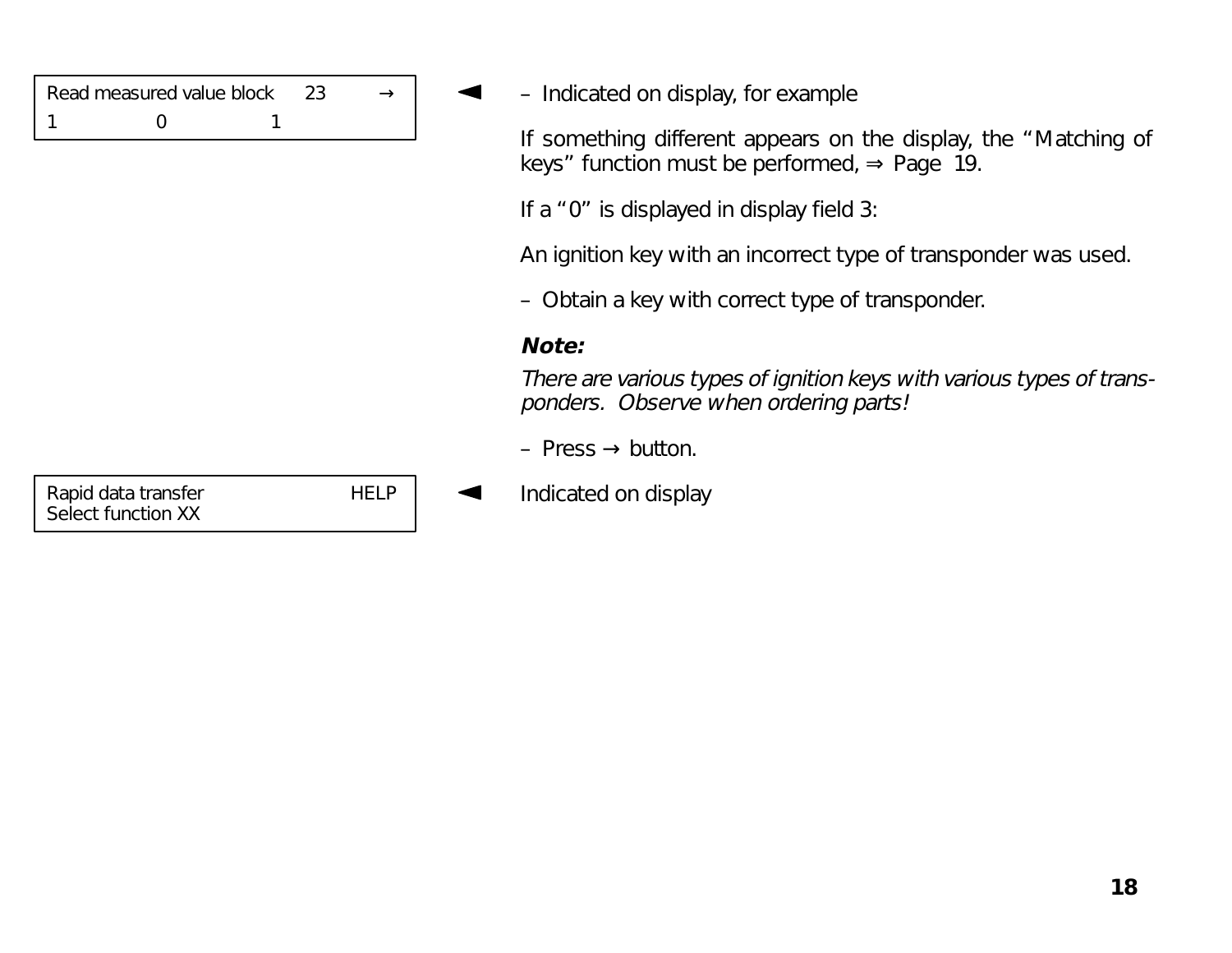```
Read measured value block     23        →
1              0              1
```

◄ – Indicated on display, for example

If something different appears on the display, the “Matching of keys” function must be performed, ⇒ Page 19.

If a “0” is displayed in display field 3:

An ignition key with an incorrect type of transponder was used.

– Obtain a key with correct type of transponder.

***Note:***

*There are various types of ignition keys with various types of transponders. Observe when ordering parts!*

– Press → button.

```
Rapid data transfer                  HELP
Select function XX
```

◄ Indicated on display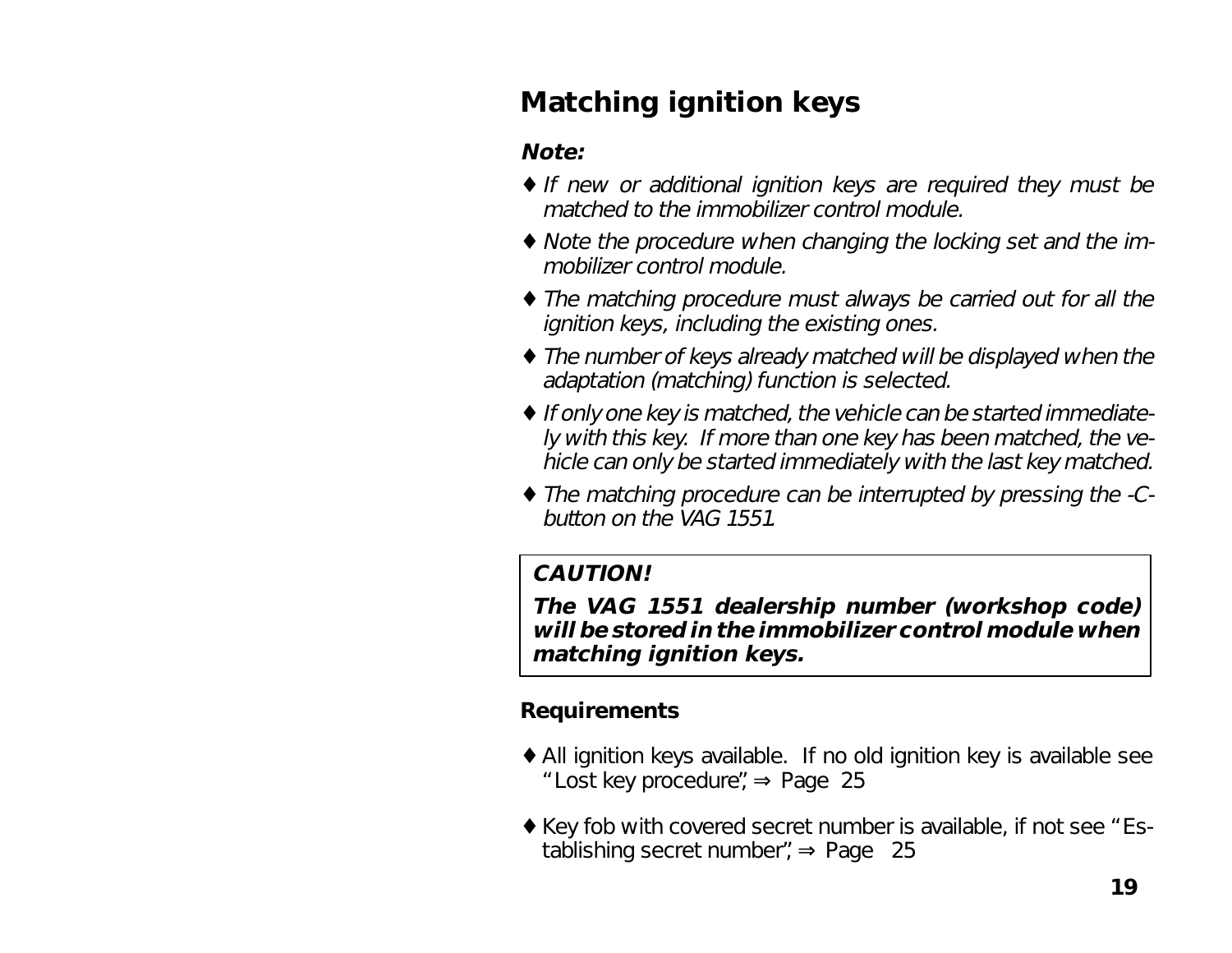## Matching ignition keys

***Note:***

- *If new or additional ignition keys are required they must be matched to the immobilizer control module.*
- *Note the procedure when changing the locking set and the immobilizer control module.*
- *The matching procedure must always be carried out for all the ignition keys, including the existing ones.*
- *The number of keys already matched will be displayed when the adaptation (matching) function is selected.*
- *If only one key is matched, the vehicle can be started immediately with this key. If more than one key has been matched, the vehicle can only be started immediately with the last key matched.*
- *The matching procedure can be interrupted by pressing the -C- button on the VAG 1551.*

> ***CAUTION!***
>
> ***The VAG 1551 dealership number (workshop code) will be stored in the immobilizer control module when matching ignition keys.***

### Requirements

- All ignition keys available. If no old ignition key is available see "Lost key procedure", ⇒ Page 25
- Key fob with covered secret number is available, if not see "Establishing secret number", ⇒ Page 25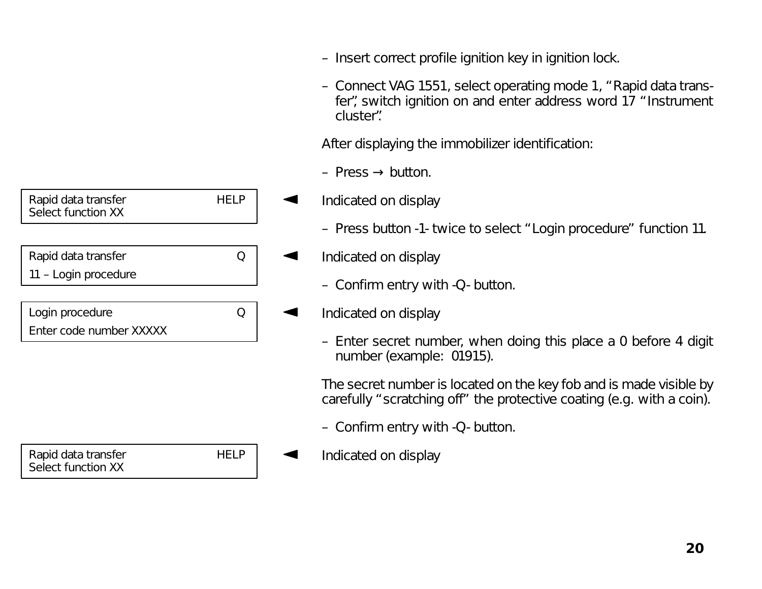– Insert correct profile ignition key in ignition lock.

– Connect VAG 1551, select operating mode 1, "Rapid data transfer", switch ignition on and enter address word 17 "Instrument cluster".

After displaying the immobilizer identification:

– Press → button.

```
Rapid data transfer                HELP
Select function XX
```

◄ Indicated on display

– Press button -1- twice to select "Login procedure" function 11.

```
Rapid data transfer                Q
11 – Login procedure
```

◄ Indicated on display

– Confirm entry with -Q- button.

```
Login procedure                    Q
Enter code number XXXXX
```

◄ Indicated on display

– Enter secret number, when doing this place a 0 before 4 digit number (example: 01915).

The secret number is located on the key fob and is made visible by carefully "scratching off" the protective coating (e.g. with a coin).

– Confirm entry with -Q- button.

```
Rapid data transfer                HELP
Select function XX
```

◄ Indicated on display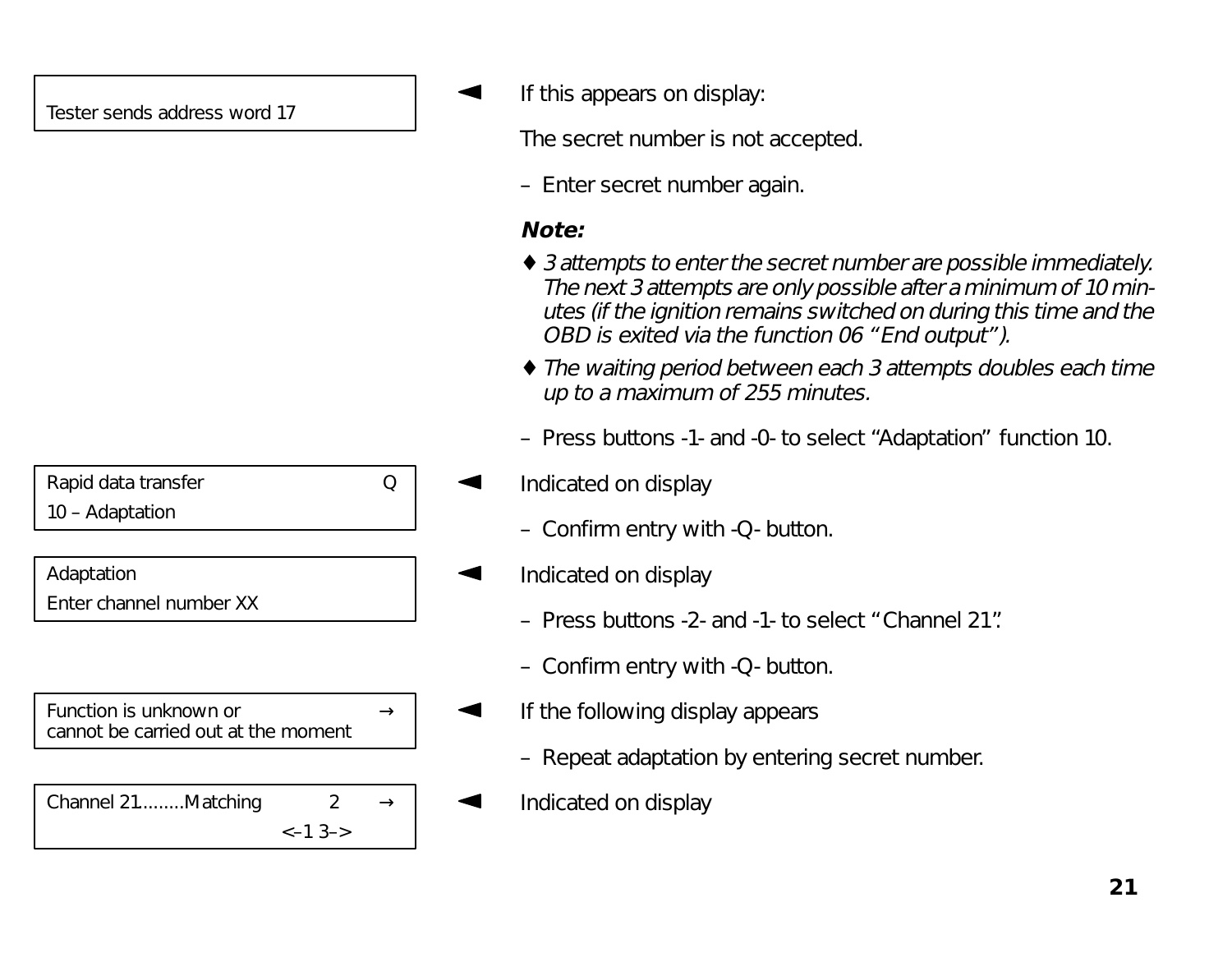| Tester sends address word 17 |
|---|

◄ If this appears on display:

The secret number is not accepted.

– Enter secret number again.

***Note:***

- ♦ *3 attempts to enter the secret number are possible immediately. The next 3 attempts are only possible after a minimum of 10 minutes (if the ignition remains switched on during this time and the OBD is exited via the function 06 "End output").*
- ♦ *The waiting period between each 3 attempts doubles each time up to a maximum of 255 minutes.*

– Press buttons -1- and -0- to select "Adaptation" function 10.

| Rapid data transfer | Q |
|---|---|
| 10 – Adaptation | |

◄ Indicated on display

– Confirm entry with -Q- button.

| Adaptation |
|---|
| Enter channel number XX |

◄ Indicated on display

– Press buttons -2- and -1- to select "Channel 21".

– Confirm entry with -Q- button.

| Function is unknown or cannot be carried out at the moment | → |
|---|---|

◄ If the following display appears

– Repeat adaptation by entering secret number.

| Channel 21........Matching | 2 | → |
|---|---|---|
| | <–1 3–> | |

◄ Indicated on display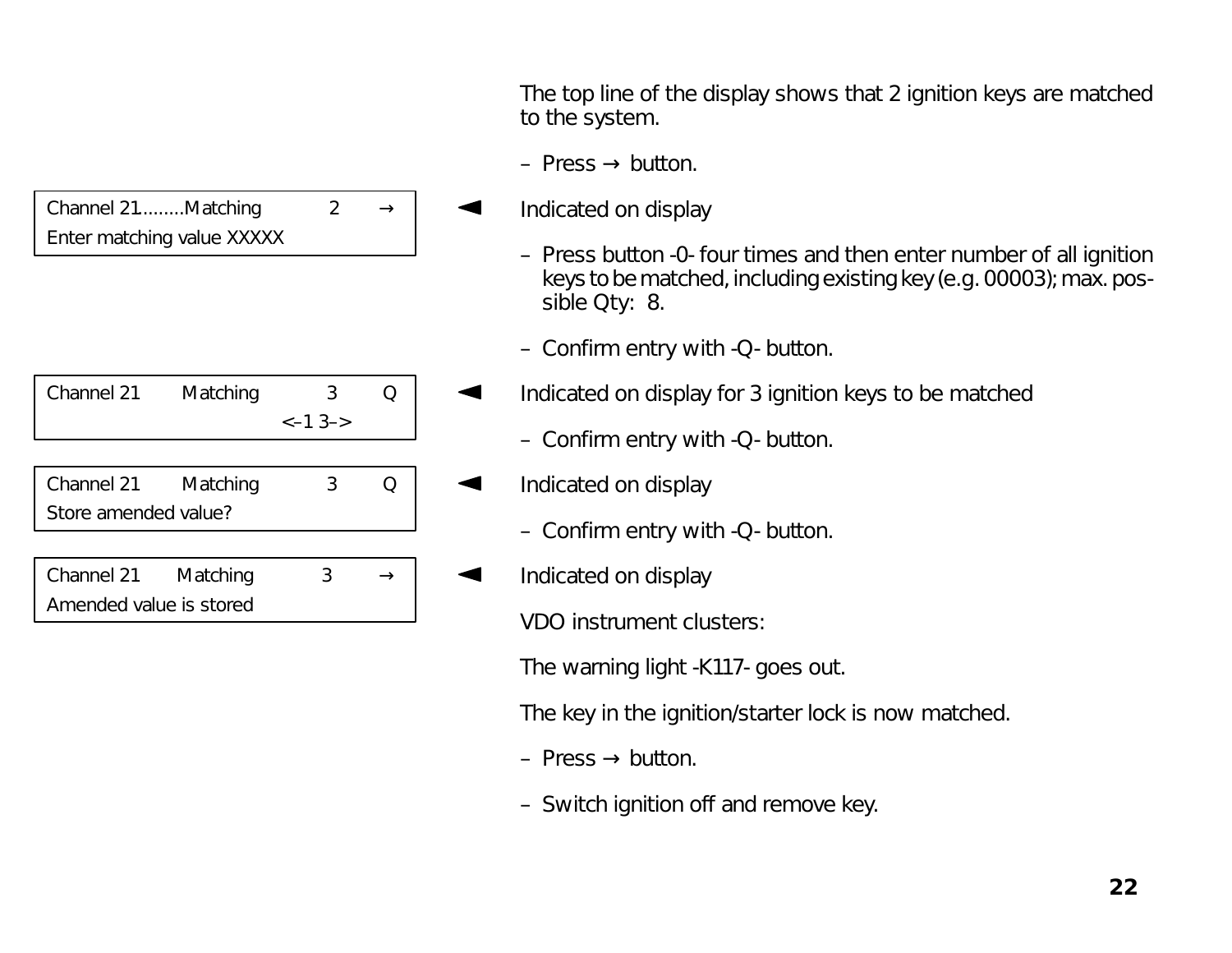The top line of the display shows that 2 ignition keys are matched to the system.

– Press → button.

```
Channel 21........Matching        2      →
Enter matching value XXXXX
```

Indicated on display

– Press button -0- four times and then enter number of all ignition keys to be matched, including existing key (e.g. 00003); max. possible Qty: 8.

– Confirm entry with -Q- button.

```
Channel 21       Matching         3      Q
                              <–1 3–>
```

Indicated on display for 3 ignition keys to be matched

– Confirm entry with -Q- button.

```
Channel 21       Matching         3      Q
Store amended value?
```

Indicated on display

– Confirm entry with -Q- button.

```
Channel 21       Matching         3      →
Amended value is stored
```

Indicated on display

VDO instrument clusters:

The warning light -K117- goes out.

The key in the ignition/starter lock is now matched.

– Press → button.

– Switch ignition off and remove key.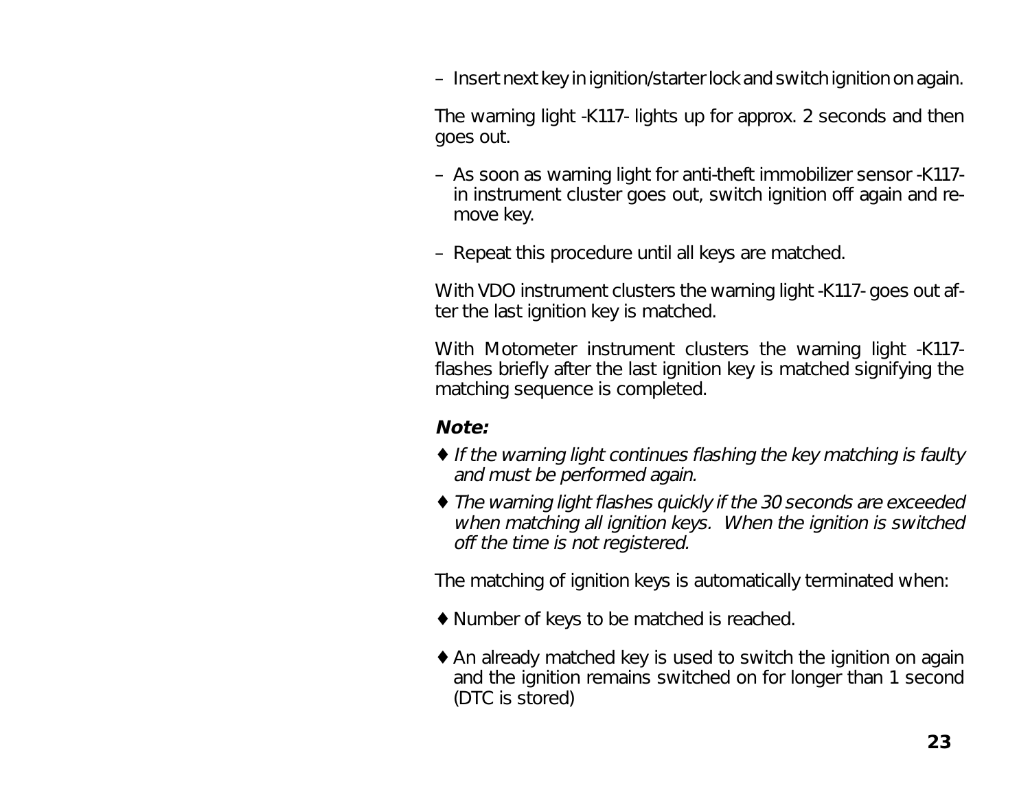– Insert next key in ignition/starter lock and switch ignition on again.

The warning light -K117- lights up for approx. 2 seconds and then goes out.

– As soon as warning light for anti-theft immobilizer sensor -K117- in instrument cluster goes out, switch ignition off again and remove key.

– Repeat this procedure until all keys are matched.

With VDO instrument clusters the warning light -K117- goes out after the last ignition key is matched.

With Motometer instrument clusters the warning light -K117- flashes briefly after the last ignition key is matched signifying the matching sequence is completed.

***Note:***

- *If the warning light continues flashing the key matching is faulty and must be performed again.*
- *The warning light flashes quickly if the 30 seconds are exceeded when matching all ignition keys. When the ignition is switched off the time is not registered.*

The matching of ignition keys is automatically terminated when:

- Number of keys to be matched is reached.
- An already matched key is used to switch the ignition on again and the ignition remains switched on for longer than 1 second (DTC is stored)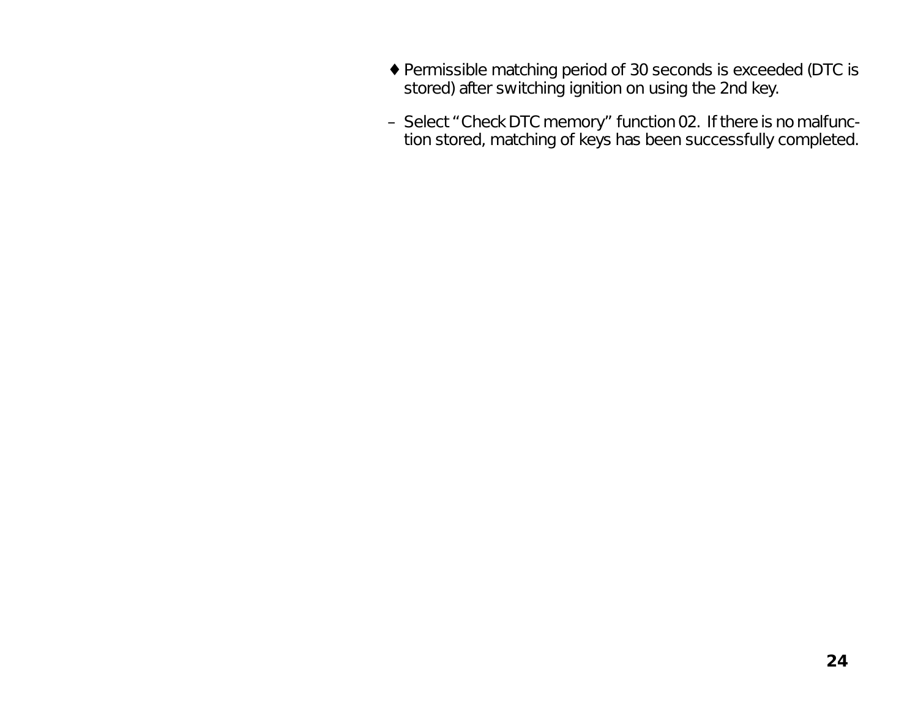- ♦ Permissible matching period of 30 seconds is exceeded (DTC is stored) after switching ignition on using the 2nd key.

– Select “Check DTC memory” function 02. If there is no malfunction stored, matching of keys has been successfully completed.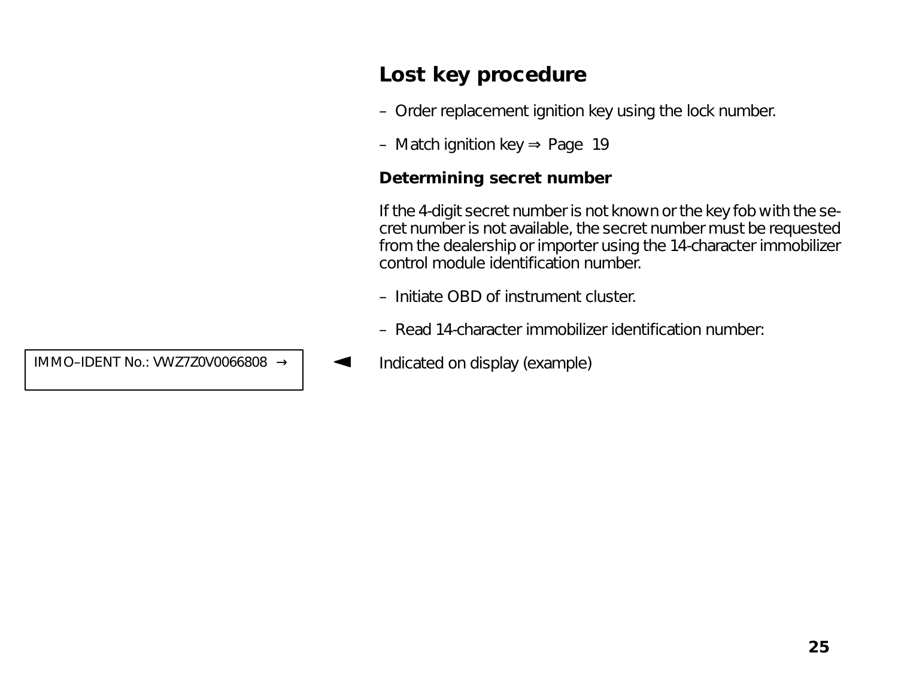## Lost key procedure

– Order replacement ignition key using the lock number.

– Match ignition key ⇒ Page 19

### Determining secret number

If the 4-digit secret number is not known or the key fob with the secret number is not available, the secret number must be requested from the dealership or importer using the 14-character immobilizer control module identification number.

– Initiate OBD of instrument cluster.

– Read 14-character immobilizer identification number:

```
IMMO–IDENT No.: VWZ7Z0V0066808  →
```

◄ Indicated on display (example)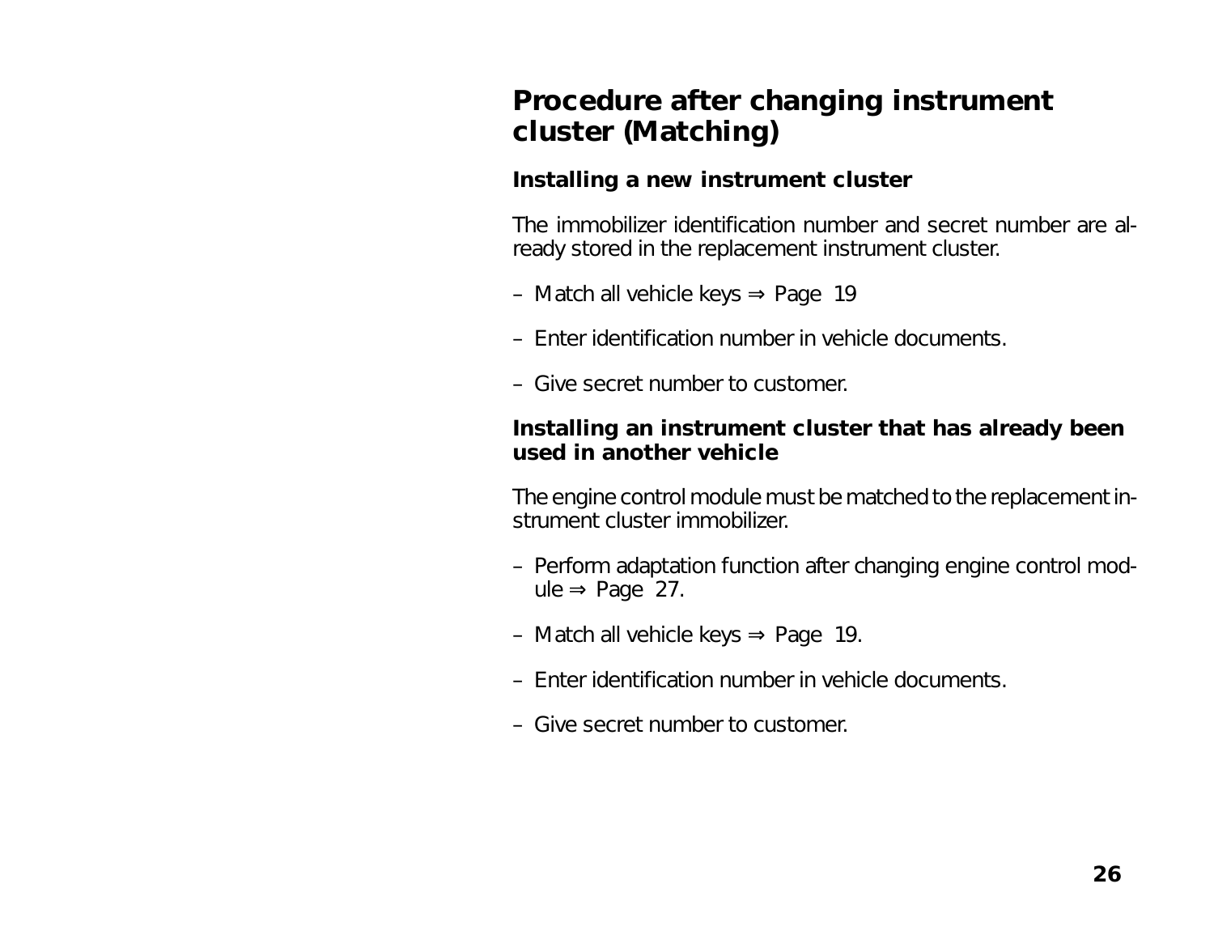## Procedure after changing instrument cluster (Matching)

### Installing a new instrument cluster

The immobilizer identification number and secret number are already stored in the replacement instrument cluster.

– Match all vehicle keys ⇒ Page 19

– Enter identification number in vehicle documents.

– Give secret number to customer.

### Installing an instrument cluster that has already been used in another vehicle

The engine control module must be matched to the replacement instrument cluster immobilizer.

– Perform adaptation function after changing engine control module ⇒ Page 27.

– Match all vehicle keys ⇒ Page 19.

– Enter identification number in vehicle documents.

– Give secret number to customer.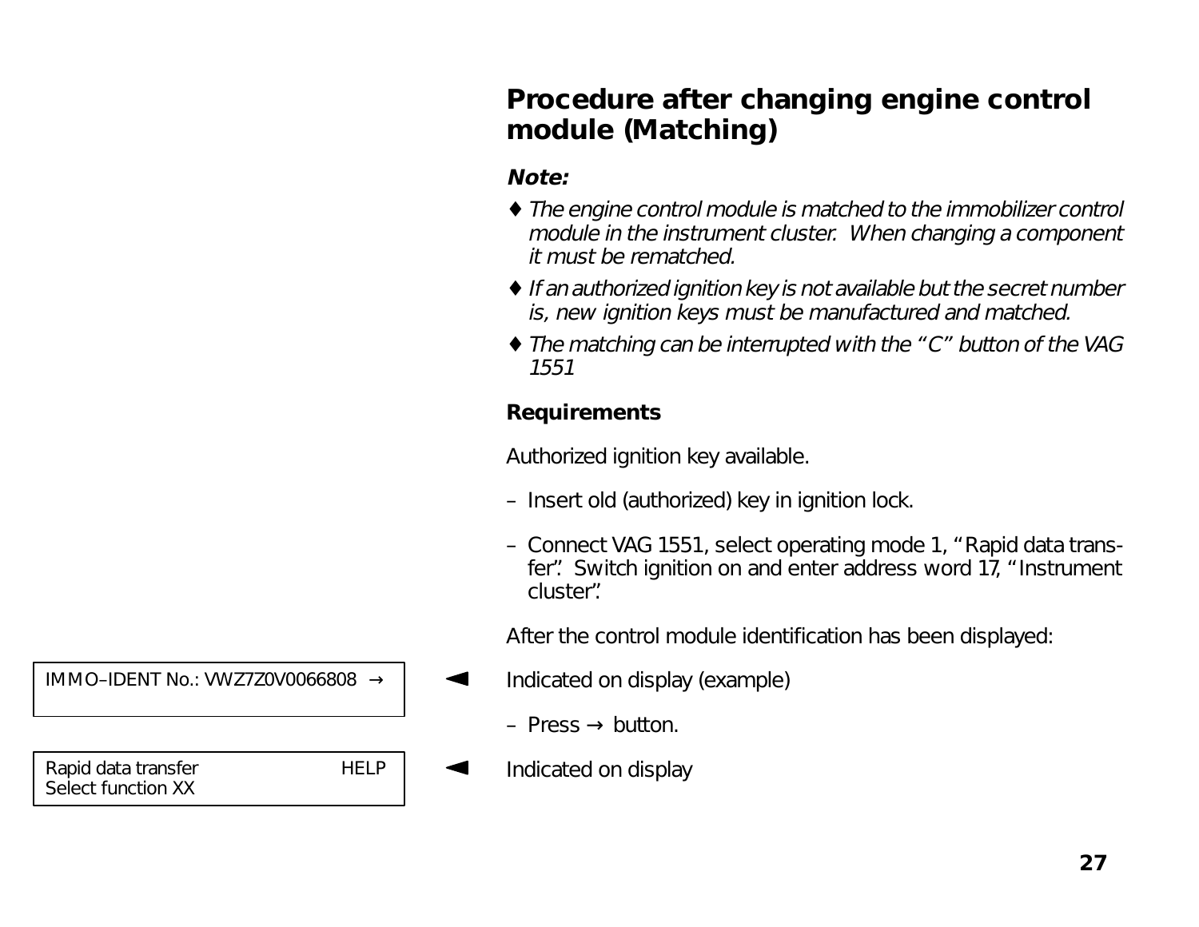## Procedure after changing engine control module (Matching)

***Note:***

- *The engine control module is matched to the immobilizer control module in the instrument cluster. When changing a component it must be rematched.*
- *If an authorized ignition key is not available but the secret number is, new ignition keys must be manufactured and matched.*
- *The matching can be interrupted with the "C" button of the VAG 1551*

**Requirements**

Authorized ignition key available.

– Insert old (authorized) key in ignition lock.

– Connect VAG 1551, select operating mode 1, "Rapid data transfer". Switch ignition on and enter address word 17, "Instrument cluster".

After the control module identification has been displayed:

```
IMMO–IDENT No.: VWZ7Z0V0066808  →
```

◄ Indicated on display (example)

– Press → button.

```
Rapid data transfer          HELP
Select function XX
```

◄ Indicated on display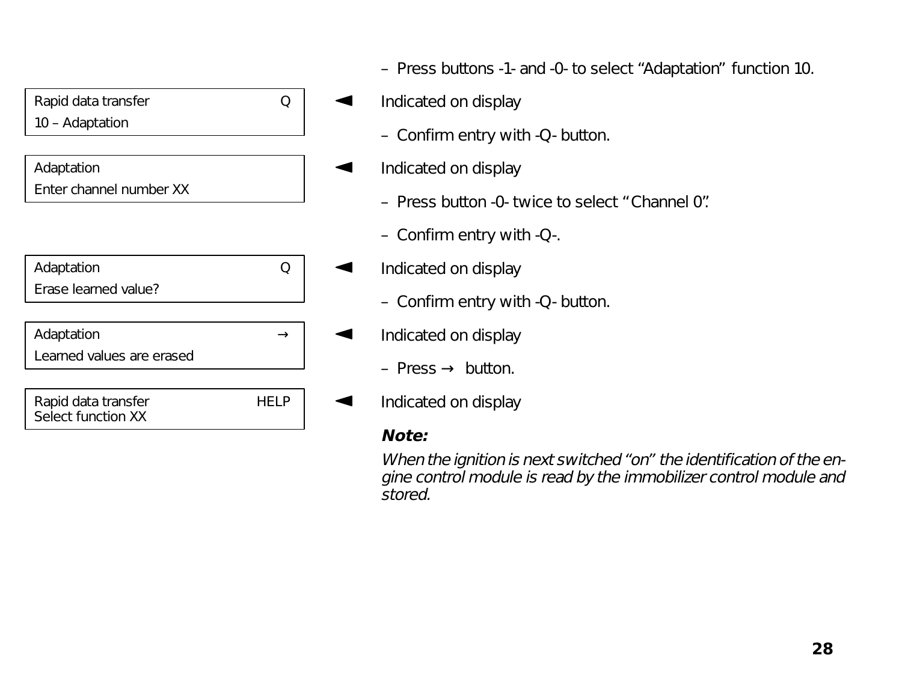– Press buttons -1- and -0- to select "Adaptation" function 10.

```
Rapid data transfer                Q
10 – Adaptation
```

◄ Indicated on display

– Confirm entry with -Q- button.

```
Adaptation
Enter channel number XX
```

◄ Indicated on display

– Press button -0- twice to select "Channel 0".

– Confirm entry with -Q-.

```
Adaptation                         Q
Erase learned value?
```

◄ Indicated on display

– Confirm entry with -Q- button.

```
Adaptation                         →
Learned values are erased
```

◄ Indicated on display

– Press → button.

```
Rapid data transfer             HELP
Select function XX
```

◄ Indicated on display

***Note:***

*When the ignition is next switched "on" the identification of the engine control module is read by the immobilizer control module and stored.*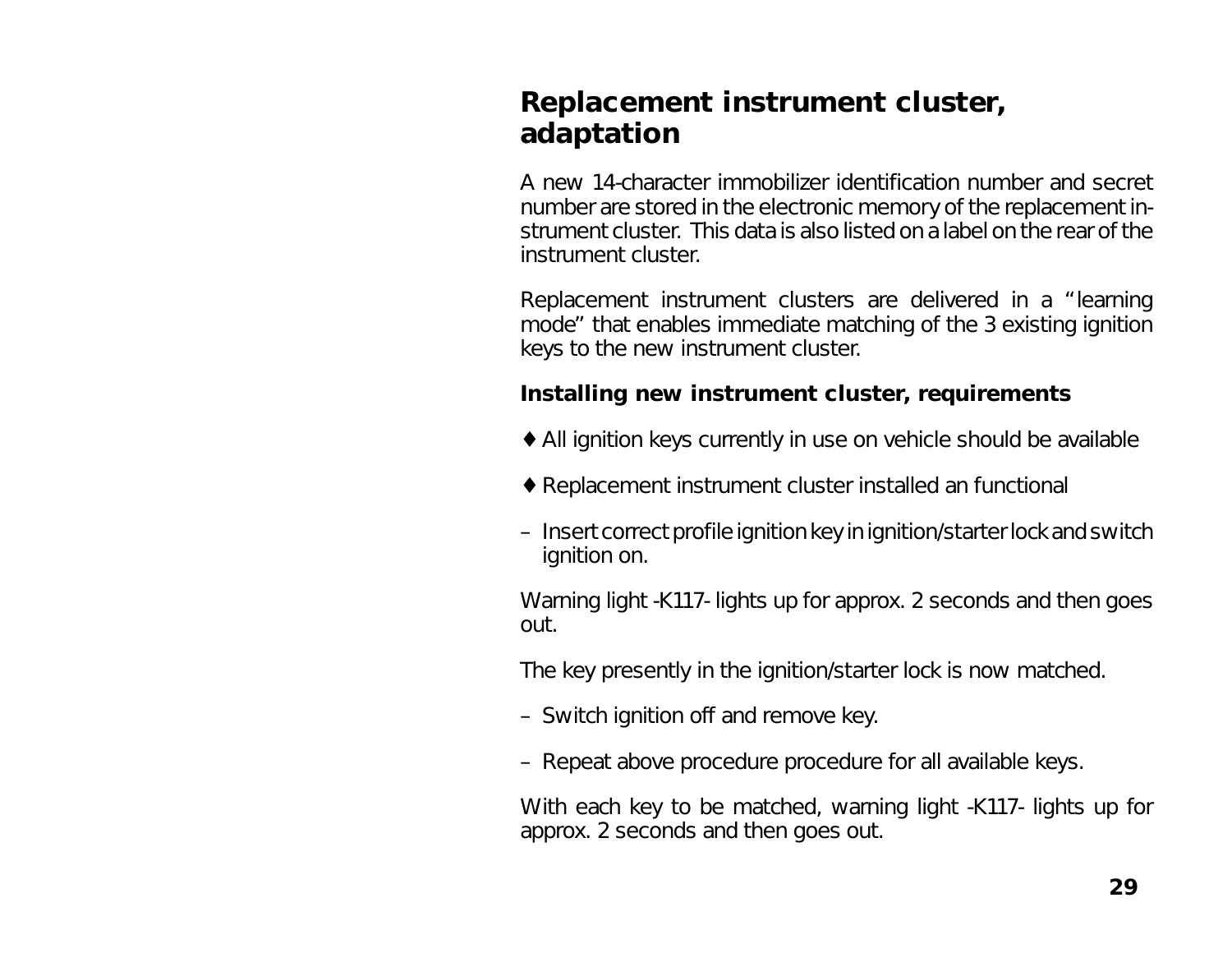## Replacement instrument cluster, adaptation

A new 14-character immobilizer identification number and secret number are stored in the electronic memory of the replacement instrument cluster. This data is also listed on a label on the rear of the instrument cluster.

Replacement instrument clusters are delivered in a “learning mode” that enables immediate matching of the 3 existing ignition keys to the new instrument cluster.

### Installing new instrument cluster, requirements

♦ All ignition keys currently in use on vehicle should be available

♦ Replacement instrument cluster installed an functional

– Insert correct profile ignition key in ignition/starter lock and switch ignition on.

Warning light -K117- lights up for approx. 2 seconds and then goes out.

The key presently in the ignition/starter lock is now matched.

– Switch ignition off and remove key.

– Repeat above procedure procedure for all available keys.

With each key to be matched, warning light -K117- lights up for approx. 2 seconds and then goes out.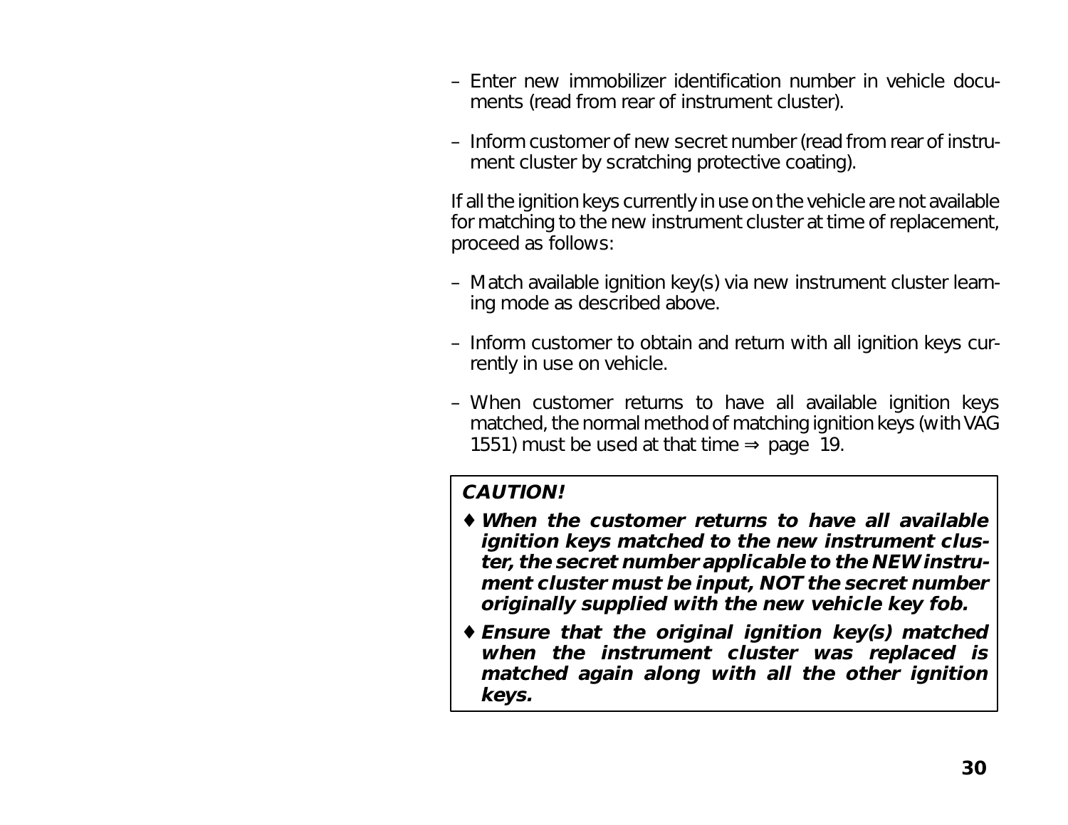– Enter new immobilizer identification number in vehicle documents (read from rear of instrument cluster).

– Inform customer of new secret number (read from rear of instrument cluster by scratching protective coating).

If all the ignition keys currently in use on the vehicle are not available for matching to the new instrument cluster at time of replacement, proceed as follows:

– Match available ignition key(s) via new instrument cluster learning mode as described above.

– Inform customer to obtain and return with all ignition keys currently in use on vehicle.

– When customer returns to have all available ignition keys matched, the normal method of matching ignition keys (with VAG 1551) must be used at that time ⇒ page 19.

> ***CAUTION!***
>
> - ***When the customer returns to have all available ignition keys matched to the new instrument cluster, the secret number applicable to the NEW instrument cluster must be input, NOT the secret number originally supplied with the new vehicle key fob.***
> - ***Ensure that the original ignition key(s) matched when the instrument cluster was replaced is matched again along with all the other ignition keys.***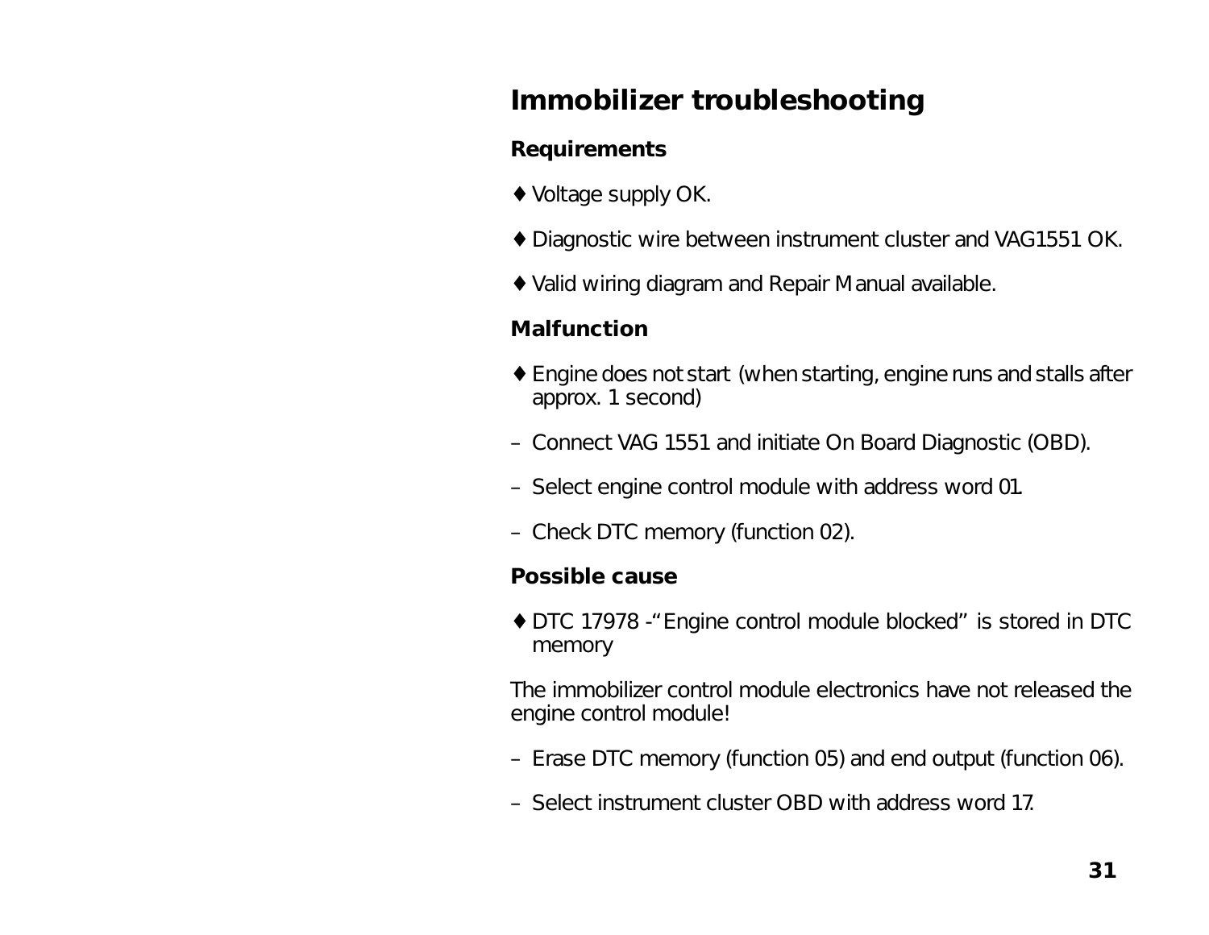## Immobilizer troubleshooting

**Requirements**

♦ Voltage supply OK.

♦ Diagnostic wire between instrument cluster and VAG1551 OK.

♦ Valid wiring diagram and Repair Manual available.

**Malfunction**

♦ Engine does not start (when starting, engine runs and stalls after approx. 1 second)

– Connect VAG 1551 and initiate On Board Diagnostic (OBD).

– Select engine control module with address word 01.

– Check DTC memory (function 02).

**Possible cause**

♦ DTC 17978 -“Engine control module blocked” is stored in DTC memory

The immobilizer control module electronics have not released the engine control module!

– Erase DTC memory (function 05) and end output (function 06).

– Select instrument cluster OBD with address word 17.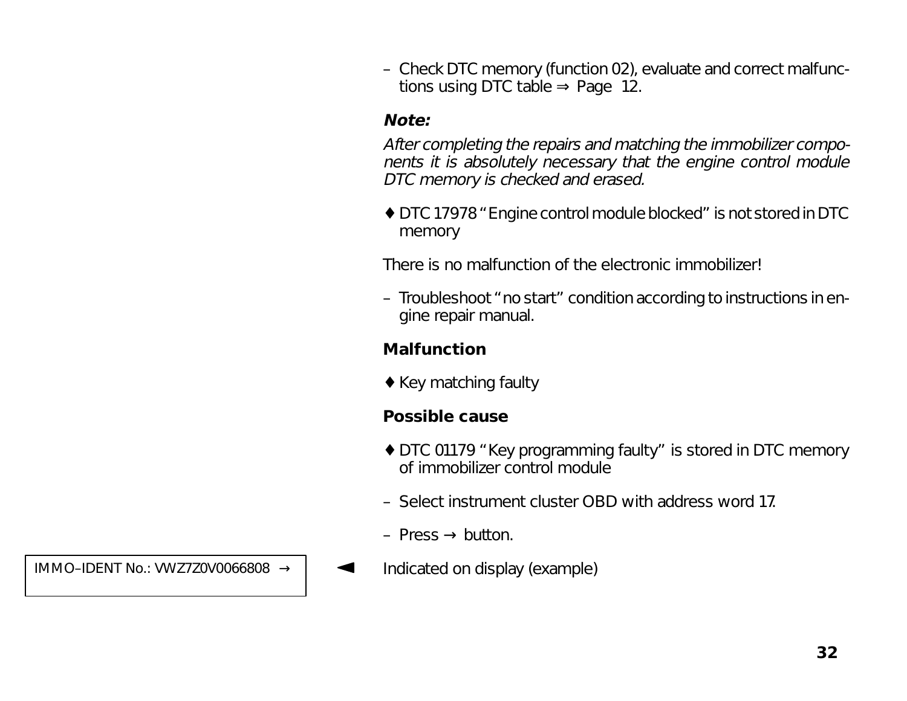– Check DTC memory (function 02), evaluate and correct malfunctions using DTC table ⇒ Page 12.

***Note:***

*After completing the repairs and matching the immobilizer components it is absolutely necessary that the engine control module DTC memory is checked and erased.*

♦ DTC 17978 “Engine control module blocked” is not stored in DTC memory

There is no malfunction of the electronic immobilizer!

– Troubleshoot “no start” condition according to instructions in engine repair manual.

**Malfunction**

♦ Key matching faulty

**Possible cause**

♦ DTC 01179 “Key programming faulty” is stored in DTC memory of immobilizer control module

– Select instrument cluster OBD with address word 17.

– Press → button.

| IMMO–IDENT No.: VWZ7Z0V0066808 → |
| --- |

◄ Indicated on display (example)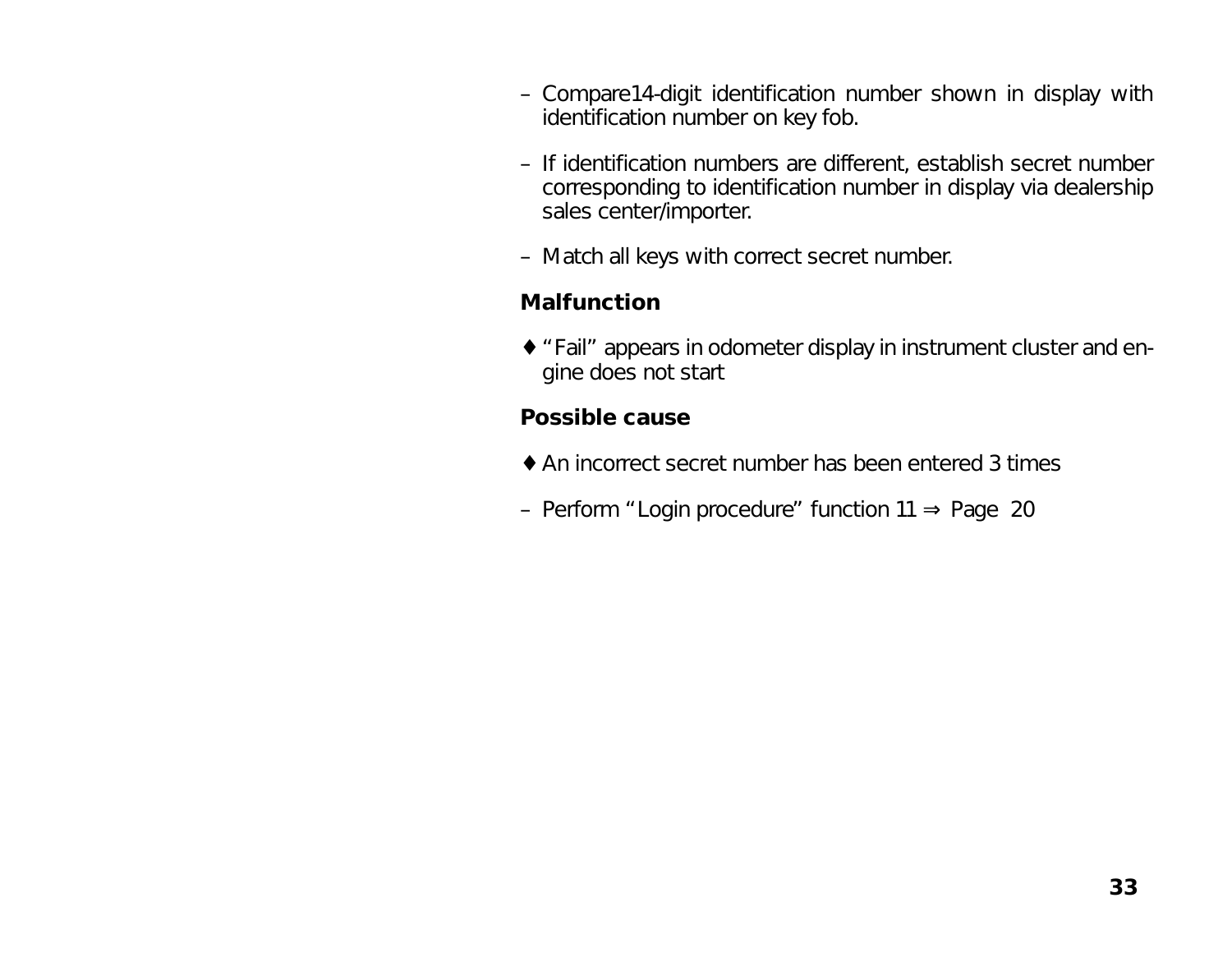– Compare14-digit identification number shown in display with identification number on key fob.

– If identification numbers are different, establish secret number corresponding to identification number in display via dealership sales center/importer.

– Match all keys with correct secret number.

**Malfunction**

♦ “Fail” appears in odometer display in instrument cluster and engine does not start

**Possible cause**

♦ An incorrect secret number has been entered 3 times

– Perform “Login procedure” function 11 ⇒ Page 20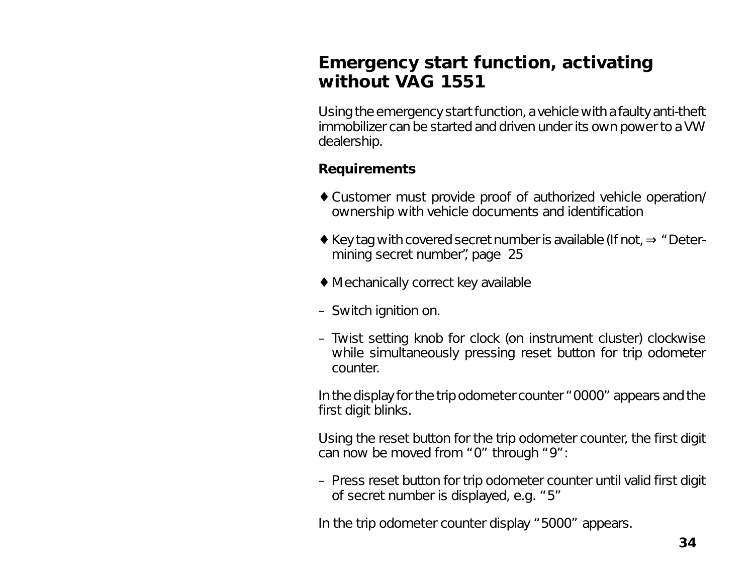## Emergency start function, activating without VAG 1551

Using the emergency start function, a vehicle with a faulty anti-theft immobilizer can be started and driven under its own power to a VW dealership.

**Requirements**

♦ Customer must provide proof of authorized vehicle operation/ ownership with vehicle documents and identification

♦ Key tag with covered secret number is available (If not, ⇒ “Determining secret number”, page 25

♦ Mechanically correct key available

– Switch ignition on.

– Twist setting knob for clock (on instrument cluster) clockwise while simultaneously pressing reset button for trip odometer counter.

In the display for the trip odometer counter “0000” appears and the first digit blinks.

Using the reset button for the trip odometer counter, the first digit can now be moved from “0” through “9”:

– Press reset button for trip odometer counter until valid first digit of secret number is displayed, e.g. “5”

In the trip odometer counter display “5000” appears.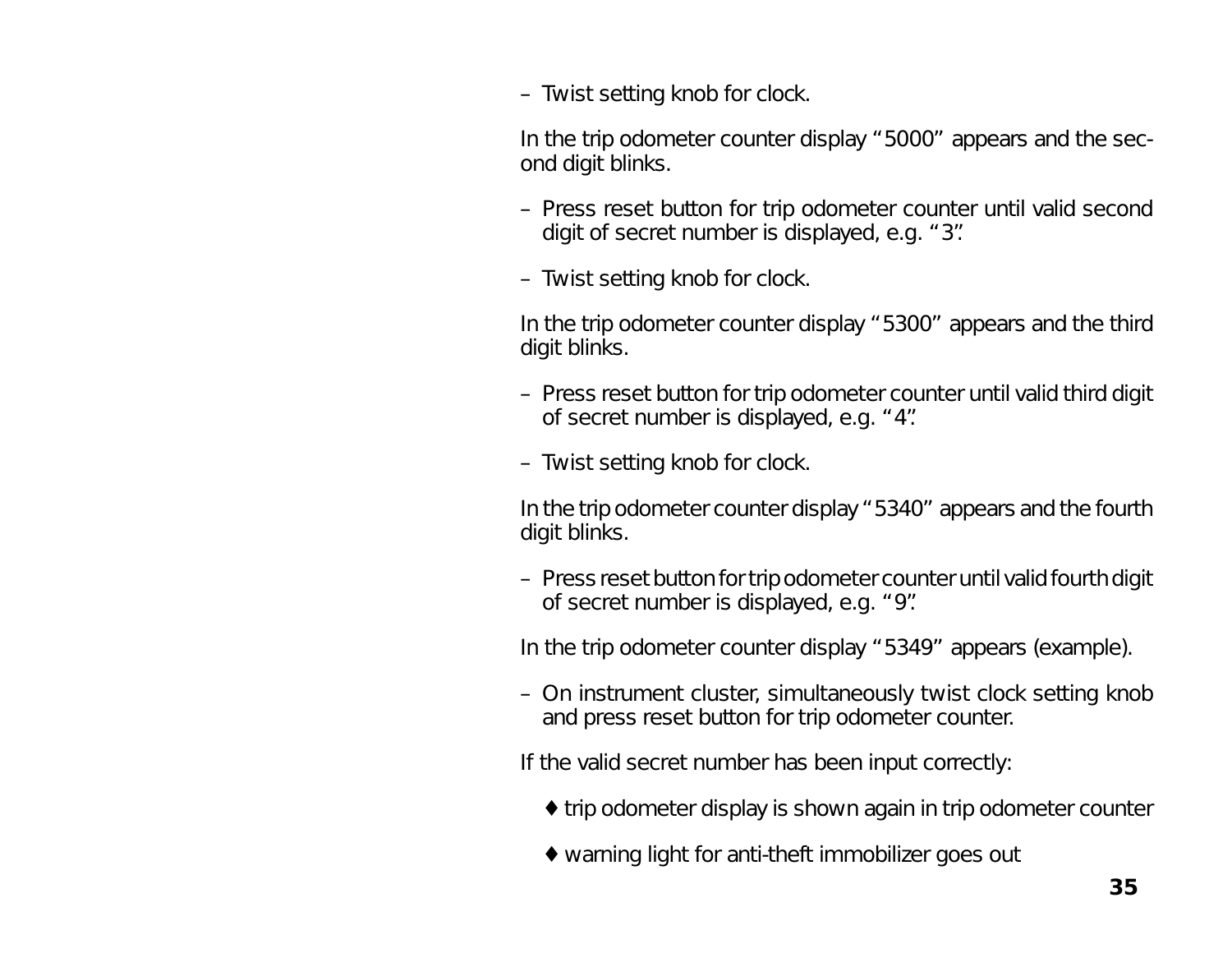– Twist setting knob for clock.

In the trip odometer counter display “5000” appears and the second digit blinks.

– Press reset button for trip odometer counter until valid second digit of secret number is displayed, e.g. “3”.

– Twist setting knob for clock.

In the trip odometer counter display “5300” appears and the third digit blinks.

– Press reset button for trip odometer counter until valid third digit of secret number is displayed, e.g. “4”.

– Twist setting knob for clock.

In the trip odometer counter display “5340” appears and the fourth digit blinks.

– Press reset button for trip odometer counter until valid fourth digit of secret number is displayed, e.g. “9”.

In the trip odometer counter display “5349” appears (example).

– On instrument cluster, simultaneously twist clock setting knob and press reset button for trip odometer counter.

If the valid secret number has been input correctly:

♦ trip odometer display is shown again in trip odometer counter

♦ warning light for anti-theft immobilizer goes out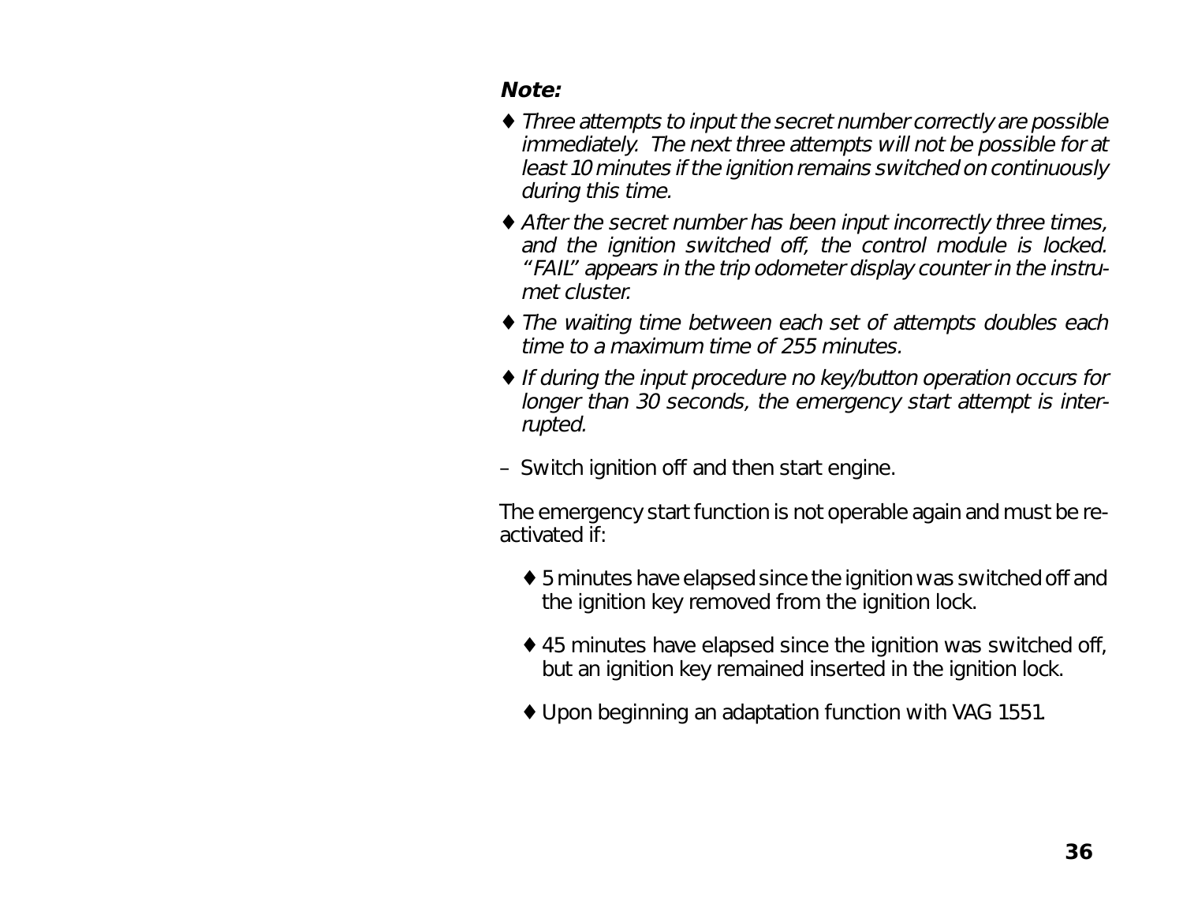**Note:**

- *Three attempts to input the secret number correctly are possible immediately. The next three attempts will not be possible for at least 10 minutes if the ignition remains switched on continuously during this time.*
- *After the secret number has been input incorrectly three times, and the ignition switched off, the control module is locked. "FAIL" appears in the trip odometer display counter in the instrumet cluster.*
- *The waiting time between each set of attempts doubles each time to a maximum time of 255 minutes.*
- *If during the input procedure no key/button operation occurs for longer than 30 seconds, the emergency start attempt is interrupted.*

– Switch ignition off and then start engine.

The emergency start function is not operable again and must be re-activated if:

- 5 minutes have elapsed since the ignition was switched off and the ignition key removed from the ignition lock.
- 45 minutes have elapsed since the ignition was switched off, but an ignition key remained inserted in the ignition lock.
- Upon beginning an adaptation function with VAG 1551.